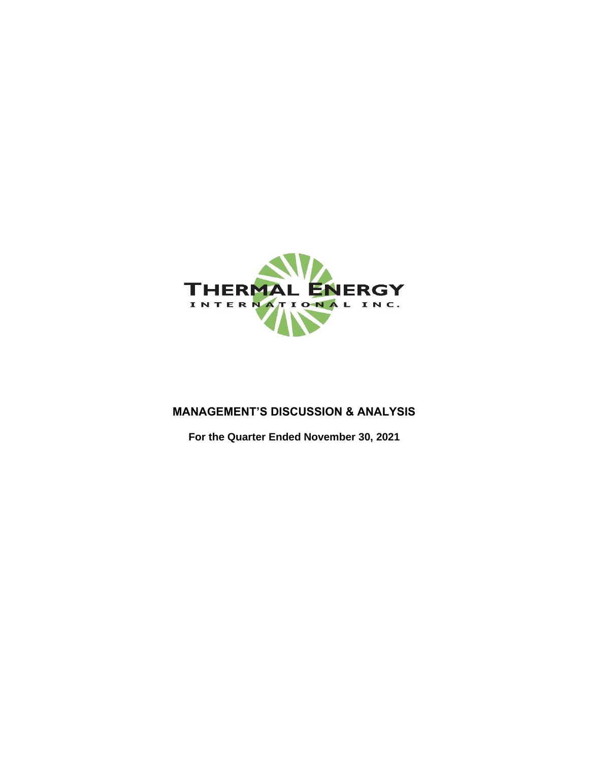THERMAL ENERGY

INTERNATIONAL INC.

# MANAGEMENT'S DISCUSSION & ANALYSIS

**For the Quarter Ended November 30, 2021**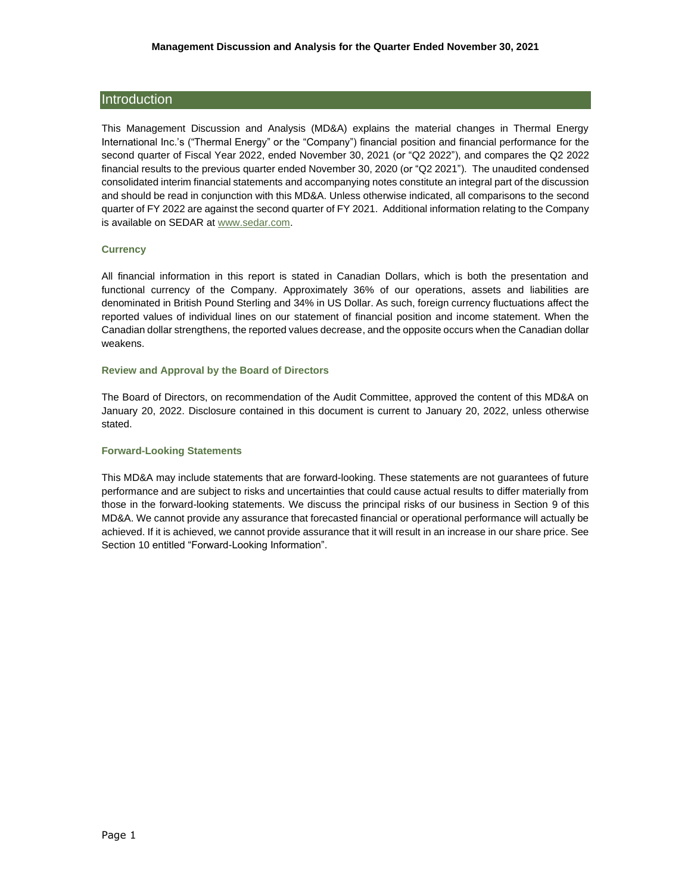# Management Discussion and Analysis for the Quarter Ended November 30, 2021

## Introduction

This Management Discussion and Analysis (MD&A) explains the material changes in Thermal Energy International Inc.'s ("Thermal Energy" or the "Company") financial position and financial performance for the second quarter of Fiscal Year 2022, ended November 30, 2021 (or "Q2 2022"), and compares the Q2 2022 financial results to the previous quarter ended November 30, 2020 (or "Q2 2021"). The unaudited condensed consolidated interim financial statements and accompanying notes constitute an integral part of the discussion and should be read in conjunction with this MD&A. Unless otherwise indicated, all comparisons to the second quarter of FY 2022 are against the second quarter of FY 2021. Additional information relating to the Company is available on SEDAR at www.sedar.com.

### Currency

All financial information in this report is stated in Canadian Dollars, which is both the presentation and functional currency of the Company. Approximately 36% of our operations, assets and liabilities are denominated in British Pound Sterling and 34% in US Dollar. As such, foreign currency fluctuations affect the reported values of individual lines on our statement of financial position and income statement. When the Canadian dollar strengthens, the reported values decrease, and the opposite occurs when the Canadian dollar weakens.

### Review and Approval by the Board of Directors

The Board of Directors, on recommendation of the Audit Committee, approved the content of this MD&A on January 20, 2022. Disclosure contained in this document is current to January 20, 2022, unless otherwise stated.

### Forward-Looking Statements

This MD&A may include statements that are forward-looking. These statements are not guarantees of future performance and are subject to risks and uncertainties that could cause actual results to differ materially from those in the forward-looking statements. We discuss the principal risks of our business in Section 9 of this MD&A. We cannot provide any assurance that forecasted financial or operational performance will actually be achieved. If it is achieved, we cannot provide assurance that it will result in an increase in our share price. See Section 10 entitled "Forward-Looking Information".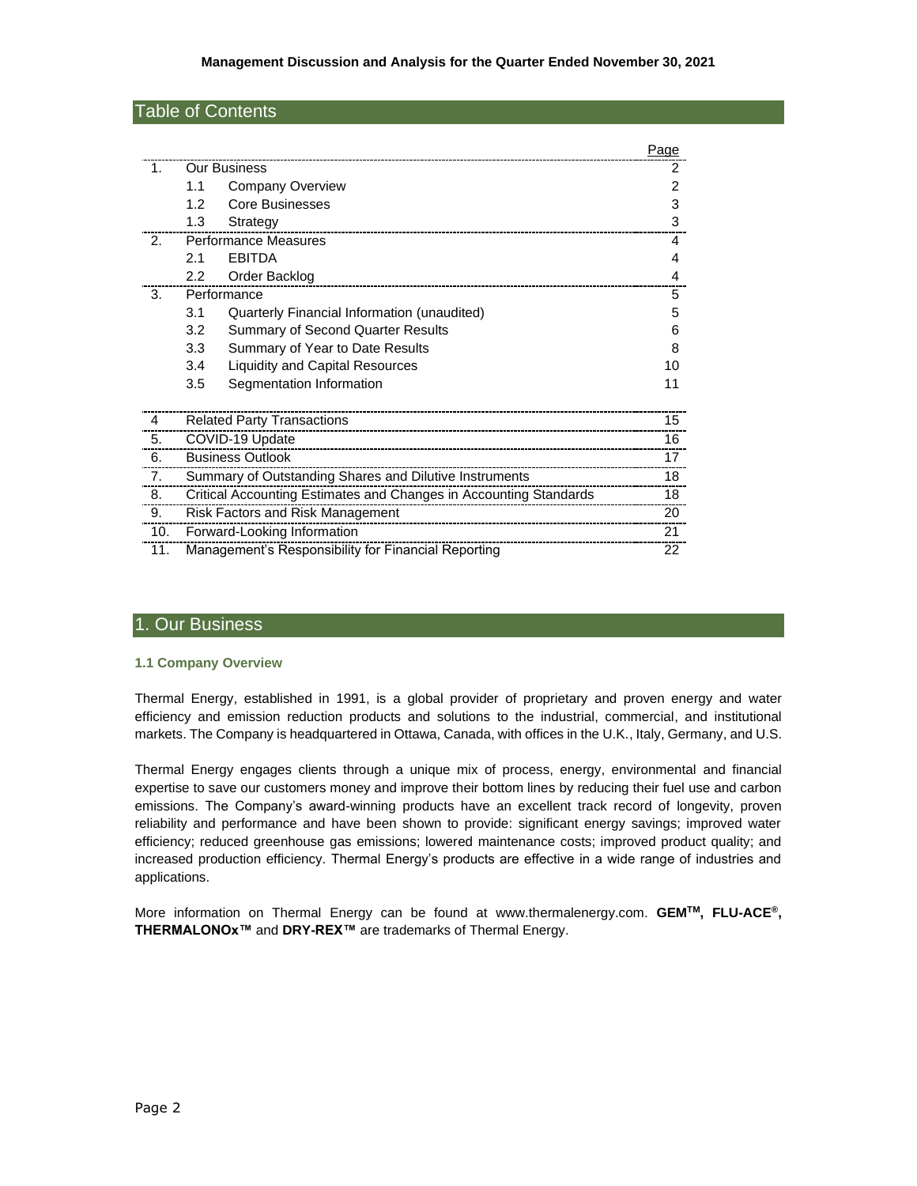## Table of Contents

| | | | Page |
|---|---|---|---|
| 1. | Our Business | | 2 |
| | 1.1 | Company Overview | 2 |
| | 1.2 | Core Businesses | 3 |
| | 1.3 | Strategy | 3 |
| 2. | Performance Measures | | 4 |
| | 2.1 | EBITDA | 4 |
| | 2.2 | Order Backlog | 4 |
| 3. | Performance | | 5 |
| | 3.1 | Quarterly Financial Information (unaudited) | 5 |
| | 3.2 | Summary of Second Quarter Results | 6 |
| | 3.3 | Summary of Year to Date Results | 8 |
| | 3.4 | Liquidity and Capital Resources | 10 |
| | 3.5 | Segmentation Information | 11 |
| 4 | Related Party Transactions | | 15 |
| 5. | COVID-19 Update | | 16 |
| 6. | Business Outlook | | 17 |
| 7. | Summary of Outstanding Shares and Dilutive Instruments | | 18 |
| 8. | Critical Accounting Estimates and Changes in Accounting Standards | | 18 |
| 9. | Risk Factors and Risk Management | | 20 |
| 10. | Forward-Looking Information | | 21 |
| 11. | Management's Responsibility for Financial Reporting | | 22 |

## 1. Our Business

### 1.1 Company Overview

Thermal Energy, established in 1991, is a global provider of proprietary and proven energy and water efficiency and emission reduction products and solutions to the industrial, commercial, and institutional markets. The Company is headquartered in Ottawa, Canada, with offices in the U.K., Italy, Germany, and U.S.

Thermal Energy engages clients through a unique mix of process, energy, environmental and financial expertise to save our customers money and improve their bottom lines by reducing their fuel use and carbon emissions. The Company's award-winning products have an excellent track record of longevity, proven reliability and performance and have been shown to provide: significant energy savings; improved water efficiency; reduced greenhouse gas emissions; lowered maintenance costs; improved product quality; and increased production efficiency. Thermal Energy's products are effective in a wide range of industries and applications.

More information on Thermal Energy can be found at www.thermalenergy.com. **GEM™, FLU-ACE®, THERMALONOx™** and **DRY-REX™** are trademarks of Thermal Energy.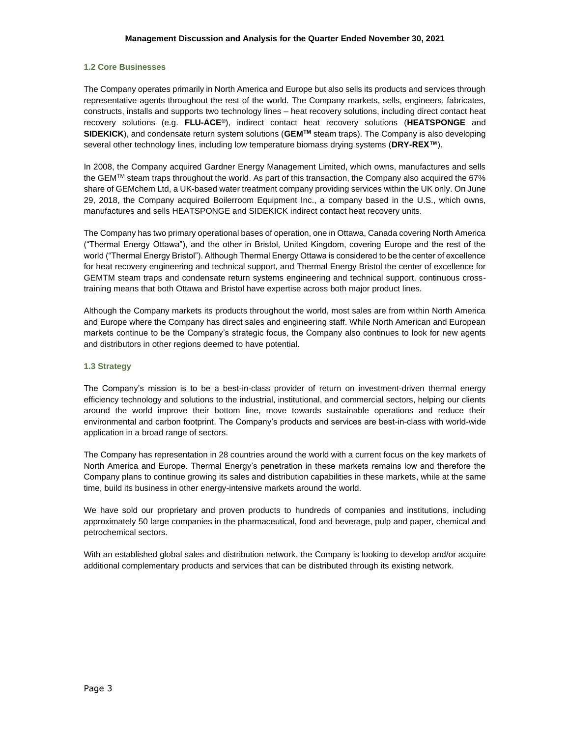### 1.2 Core Businesses

The Company operates primarily in North America and Europe but also sells its products and services through representative agents throughout the rest of the world. The Company markets, sells, engineers, fabricates, constructs, installs and supports two technology lines – heat recovery solutions, including direct contact heat recovery solutions (e.g. **FLU-ACE®**), indirect contact heat recovery solutions (**HEATSPONGE** and **SIDEKICK**), and condensate return system solutions (**GEM™** steam traps). The Company is also developing several other technology lines, including low temperature biomass drying systems (**DRY-REX™**).

In 2008, the Company acquired Gardner Energy Management Limited, which owns, manufactures and sells the GEM™ steam traps throughout the world. As part of this transaction, the Company also acquired the 67% share of GEMchem Ltd, a UK-based water treatment company providing services within the UK only. On June 29, 2018, the Company acquired Boilerroom Equipment Inc., a company based in the U.S., which owns, manufactures and sells HEATSPONGE and SIDEKICK indirect contact heat recovery units.

The Company has two primary operational bases of operation, one in Ottawa, Canada covering North America ("Thermal Energy Ottawa"), and the other in Bristol, United Kingdom, covering Europe and the rest of the world ("Thermal Energy Bristol"). Although Thermal Energy Ottawa is considered to be the center of excellence for heat recovery engineering and technical support, and Thermal Energy Bristol the center of excellence for GEMTM steam traps and condensate return systems engineering and technical support, continuous cross-training means that both Ottawa and Bristol have expertise across both major product lines.

Although the Company markets its products throughout the world, most sales are from within North America and Europe where the Company has direct sales and engineering staff. While North American and European markets continue to be the Company's strategic focus, the Company also continues to look for new agents and distributors in other regions deemed to have potential.

### 1.3 Strategy

The Company's mission is to be a best-in-class provider of return on investment-driven thermal energy efficiency technology and solutions to the industrial, institutional, and commercial sectors, helping our clients around the world improve their bottom line, move towards sustainable operations and reduce their environmental and carbon footprint. The Company's products and services are best-in-class with world-wide application in a broad range of sectors.

The Company has representation in 28 countries around the world with a current focus on the key markets of North America and Europe. Thermal Energy's penetration in these markets remains low and therefore the Company plans to continue growing its sales and distribution capabilities in these markets, while at the same time, build its business in other energy-intensive markets around the world.

We have sold our proprietary and proven products to hundreds of companies and institutions, including approximately 50 large companies in the pharmaceutical, food and beverage, pulp and paper, chemical and petrochemical sectors.

With an established global sales and distribution network, the Company is looking to develop and/or acquire additional complementary products and services that can be distributed through its existing network.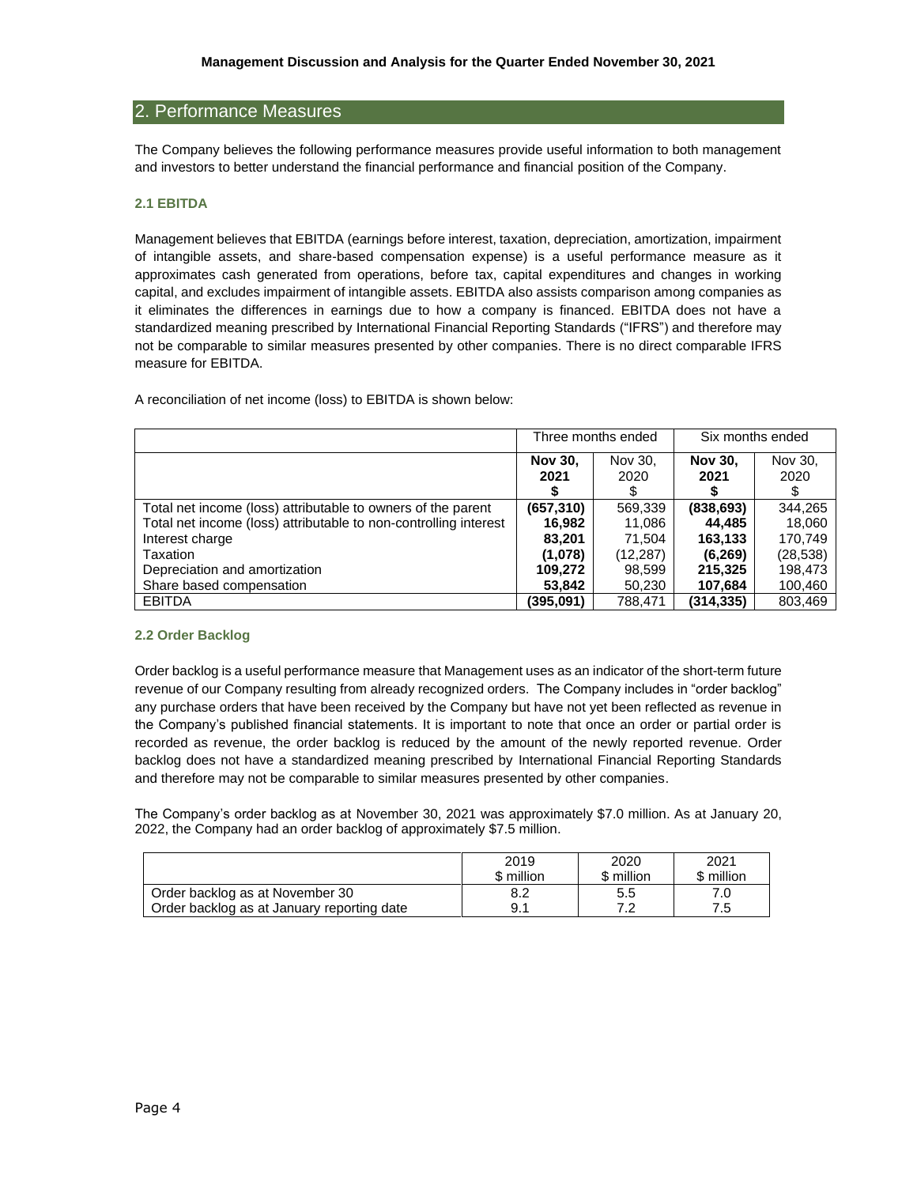## 2. Performance Measures

The Company believes the following performance measures provide useful information to both management and investors to better understand the financial performance and financial position of the Company.

### 2.1 EBITDA

Management believes that EBITDA (earnings before interest, taxation, depreciation, amortization, impairment of intangible assets, and share-based compensation expense) is a useful performance measure as it approximates cash generated from operations, before tax, capital expenditures and changes in working capital, and excludes impairment of intangible assets. EBITDA also assists comparison among companies as it eliminates the differences in earnings due to how a company is financed. EBITDA does not have a standardized meaning prescribed by International Financial Reporting Standards ("IFRS") and therefore may not be comparable to similar measures presented by other companies. There is no direct comparable IFRS measure for EBITDA.

A reconciliation of net income (loss) to EBITDA is shown below:

| | Three months ended | | Six months ended | |
|---|---|---|---|---|
| | **Nov 30, 2021 $** | Nov 30, 2020 $ | **Nov 30, 2021 $** | Nov 30, 2020 $ |
| Total net income (loss) attributable to owners of the parent | **(657,310)** | 569,339 | **(838,693)** | 344,265 |
| Total net income (loss) attributable to non-controlling interest | **16,982** | 11,086 | **44,485** | 18,060 |
| Interest charge | **83,201** | 71,504 | **163,133** | 170,749 |
| Taxation | **(1,078)** | (12,287) | **(6,269)** | (28,538) |
| Depreciation and amortization | **109,272** | 98,599 | **215,325** | 198,473 |
| Share based compensation | **53,842** | 50,230 | **107,684** | 100,460 |
| EBITDA | **(395,091)** | 788,471 | **(314,335)** | 803,469 |

### 2.2 Order Backlog

Order backlog is a useful performance measure that Management uses as an indicator of the short-term future revenue of our Company resulting from already recognized orders. The Company includes in "order backlog" any purchase orders that have been received by the Company but have not yet been reflected as revenue in the Company's published financial statements. It is important to note that once an order or partial order is recorded as revenue, the order backlog is reduced by the amount of the newly reported revenue. Order backlog does not have a standardized meaning prescribed by International Financial Reporting Standards and therefore may not be comparable to similar measures presented by other companies.

The Company's order backlog as at November 30, 2021 was approximately $7.0 million. As at January 20, 2022, the Company had an order backlog of approximately $7.5 million.

| | 2019 $ million | 2020 $ million | 2021 $ million |
|---|---|---|---|
| Order backlog as at November 30 | 8.2 | 5.5 | 7.0 |
| Order backlog as at January reporting date | 9.1 | 7.2 | 7.5 |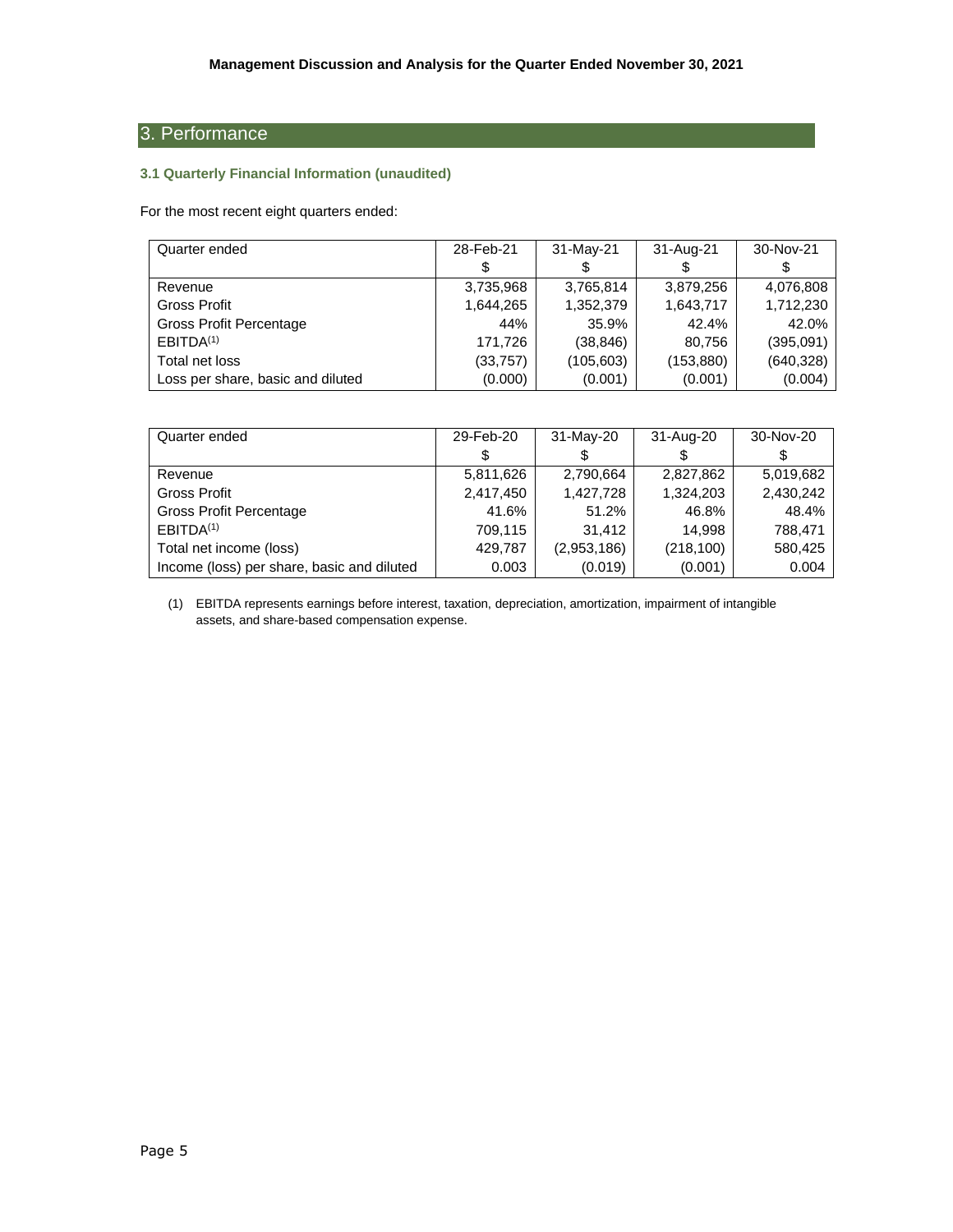## 3. Performance

### 3.1 Quarterly Financial Information (unaudited)

For the most recent eight quarters ended:

| Quarter ended | 28-Feb-21<br>$ | 31-May-21<br>$ | 31-Aug-21<br>$ | 30-Nov-21<br>$ |
|---|---|---|---|---|
| Revenue | 3,735,968 | 3,765,814 | 3,879,256 | 4,076,808 |
| Gross Profit | 1,644,265 | 1,352,379 | 1,643,717 | 1,712,230 |
| Gross Profit Percentage | 44% | 35.9% | 42.4% | 42.0% |
| EBITDA[(1)] | 171,726 | (38,846) | 80,756 | (395,091) |
| Total net loss | (33,757) | (105,603) | (153,880) | (640,328) |
| Loss per share, basic and diluted | (0.000) | (0.001) | (0.001) | (0.004) |

| Quarter ended | 29-Feb-20<br>$ | 31-May-20<br>$ | 31-Aug-20<br>$ | 30-Nov-20<br>$ |
|---|---|---|---|---|
| Revenue | 5,811,626 | 2,790,664 | 2,827,862 | 5,019,682 |
| Gross Profit | 2,417,450 | 1,427,728 | 1,324,203 | 2,430,242 |
| Gross Profit Percentage | 41.6% | 51.2% | 46.8% | 48.4% |
| EBITDA[(1)] | 709,115 | 31,412 | 14,998 | 788,471 |
| Total net income (loss) | 429,787 | (2,953,186) | (218,100) | 580,425 |
| Income (loss) per share, basic and diluted | 0.003 | (0.019) | (0.001) | 0.004 |

(1) EBITDA represents earnings before interest, taxation, depreciation, amortization, impairment of intangible assets, and share-based compensation expense.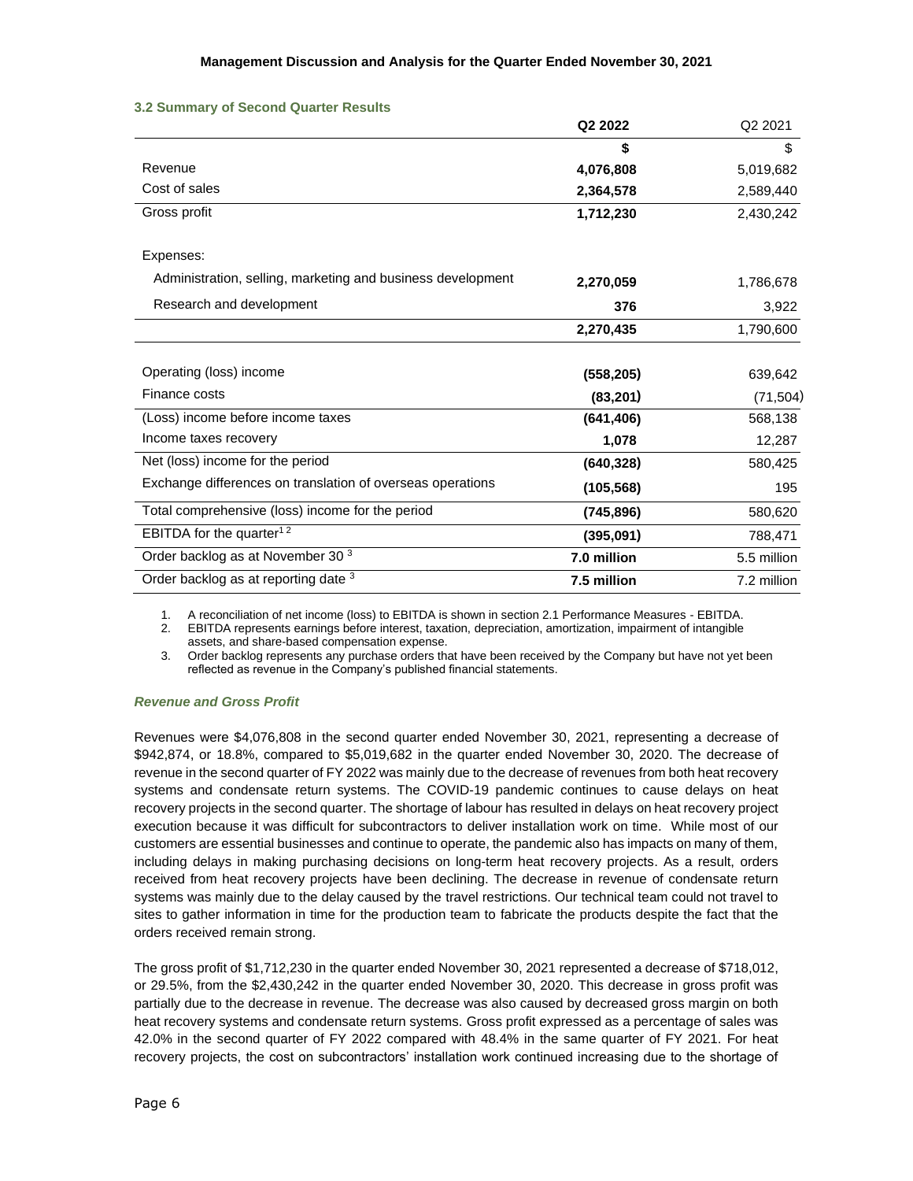### 3.2 Summary of Second Quarter Results

| | Q2 2022 | Q2 2021 |
|---|---|---|
| | **$** | $ |
| Revenue | **4,076,808** | 5,019,682 |
| Cost of sales | **2,364,578** | 2,589,440 |
| Gross profit | **1,712,230** | 2,430,242 |
| | | |
| Expenses: | | |
| Administration, selling, marketing and business development | **2,270,059** | 1,786,678 |
| Research and development | **376** | 3,922 |
| | **2,270,435** | 1,790,600 |
| | | |
| Operating (loss) income | **(558,205)** | 639,642 |
| Finance costs | **(83,201)** | (71,504) |
| (Loss) income before income taxes | **(641,406)** | 568,138 |
| Income taxes recovery | **1,078** | 12,287 |
| Net (loss) income for the period | **(640,328)** | 580,425 |
| Exchange differences on translation of overseas operations | **(105,568)** | 195 |
| Total comprehensive (loss) income for the period | **(745,896)** | 580,620 |
| EBITDA for the quarter[1,2] | **(395,091)** | 788,471 |
| Order backlog as at November 30 [3] | **7.0 million** | 5.5 million |
| Order backlog as at reporting date [3] | **7.5 million** | 7.2 million |

1. A reconciliation of net income (loss) to EBITDA is shown in section 2.1 Performance Measures - EBITDA.
2. EBITDA represents earnings before interest, taxation, depreciation, amortization, impairment of intangible assets, and share-based compensation expense.
3. Order backlog represents any purchase orders that have been received by the Company but have not yet been reflected as revenue in the Company's published financial statements.

#### *Revenue and Gross Profit*

Revenues were $4,076,808 in the second quarter ended November 30, 2021, representing a decrease of $942,874, or 18.8%, compared to $5,019,682 in the quarter ended November 30, 2020. The decrease of revenue in the second quarter of FY 2022 was mainly due to the decrease of revenues from both heat recovery systems and condensate return systems. The COVID-19 pandemic continues to cause delays on heat recovery projects in the second quarter. The shortage of labour has resulted in delays on heat recovery project execution because it was difficult for subcontractors to deliver installation work on time. While most of our customers are essential businesses and continue to operate, the pandemic also has impacts on many of them, including delays in making purchasing decisions on long-term heat recovery projects. As a result, orders received from heat recovery projects have been declining. The decrease in revenue of condensate return systems was mainly due to the delay caused by the travel restrictions. Our technical team could not travel to sites to gather information in time for the production team to fabricate the products despite the fact that the orders received remain strong.

The gross profit of $1,712,230 in the quarter ended November 30, 2021 represented a decrease of $718,012, or 29.5%, from the $2,430,242 in the quarter ended November 30, 2020. This decrease in gross profit was partially due to the decrease in revenue. The decrease was also caused by decreased gross margin on both heat recovery systems and condensate return systems. Gross profit expressed as a percentage of sales was 42.0% in the second quarter of FY 2022 compared with 48.4% in the same quarter of FY 2021. For heat recovery projects, the cost on subcontractors' installation work continued increasing due to the shortage of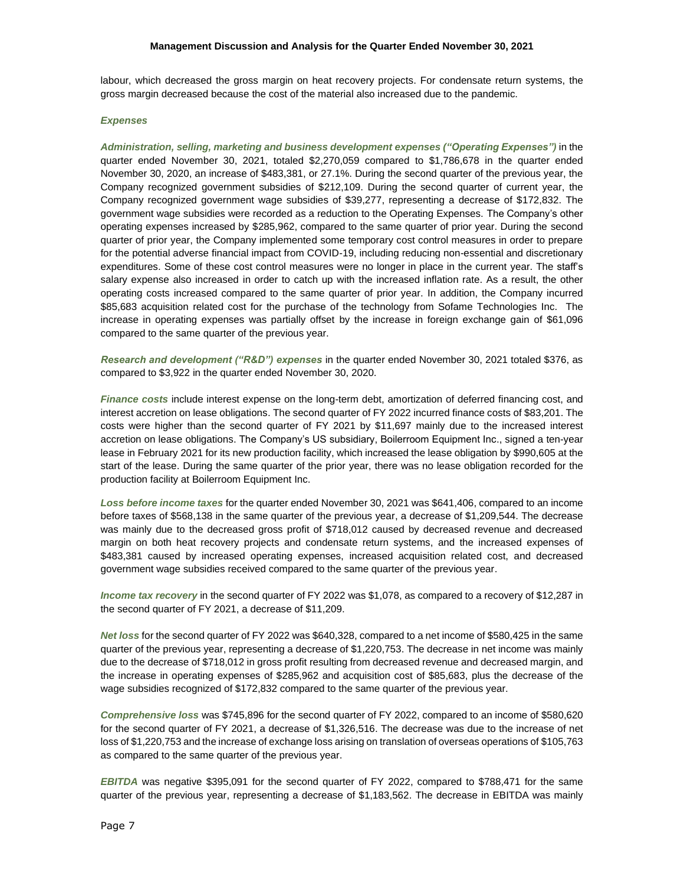labour, which decreased the gross margin on heat recovery projects. For condensate return systems, the gross margin decreased because the cost of the material also increased due to the pandemic.

### *Expenses*

***Administration, selling, marketing and business development expenses ("Operating Expenses")*** in the quarter ended November 30, 2021, totaled $2,270,059 compared to $1,786,678 in the quarter ended November 30, 2020, an increase of $483,381, or 27.1%. During the second quarter of the previous year, the Company recognized government subsidies of $212,109. During the second quarter of current year, the Company recognized government wage subsidies of $39,277, representing a decrease of $172,832. The government wage subsidies were recorded as a reduction to the Operating Expenses. The Company's other operating expenses increased by $285,962, compared to the same quarter of prior year. During the second quarter of prior year, the Company implemented some temporary cost control measures in order to prepare for the potential adverse financial impact from COVID-19, including reducing non-essential and discretionary expenditures. Some of these cost control measures were no longer in place in the current year. The staff's salary expense also increased in order to catch up with the increased inflation rate. As a result, the other operating costs increased compared to the same quarter of prior year. In addition, the Company incurred $85,683 acquisition related cost for the purchase of the technology from Sofame Technologies Inc. The increase in operating expenses was partially offset by the increase in foreign exchange gain of $61,096 compared to the same quarter of the previous year.

***Research and development ("R&D") expenses*** in the quarter ended November 30, 2021 totaled $376, as compared to $3,922 in the quarter ended November 30, 2020.

***Finance costs*** include interest expense on the long-term debt, amortization of deferred financing cost, and interest accretion on lease obligations. The second quarter of FY 2022 incurred finance costs of $83,201. The costs were higher than the second quarter of FY 2021 by $11,697 mainly due to the increased interest accretion on lease obligations. The Company's US subsidiary, Boilerroom Equipment Inc., signed a ten-year lease in February 2021 for its new production facility, which increased the lease obligation by $990,605 at the start of the lease. During the same quarter of the prior year, there was no lease obligation recorded for the production facility at Boilerroom Equipment Inc.

***Loss before income taxes*** for the quarter ended November 30, 2021 was $641,406, compared to an income before taxes of $568,138 in the same quarter of the previous year, a decrease of $1,209,544. The decrease was mainly due to the decreased gross profit of $718,012 caused by decreased revenue and decreased margin on both heat recovery projects and condensate return systems, and the increased expenses of $483,381 caused by increased operating expenses, increased acquisition related cost, and decreased government wage subsidies received compared to the same quarter of the previous year.

***Income tax recovery*** in the second quarter of FY 2022 was $1,078, as compared to a recovery of $12,287 in the second quarter of FY 2021, a decrease of $11,209.

***Net loss*** for the second quarter of FY 2022 was $640,328, compared to a net income of $580,425 in the same quarter of the previous year, representing a decrease of $1,220,753. The decrease in net income was mainly due to the decrease of $718,012 in gross profit resulting from decreased revenue and decreased margin, and the increase in operating expenses of $285,962 and acquisition cost of $85,683, plus the decrease of the wage subsidies recognized of $172,832 compared to the same quarter of the previous year.

***Comprehensive loss*** was $745,896 for the second quarter of FY 2022, compared to an income of $580,620 for the second quarter of FY 2021, a decrease of $1,326,516. The decrease was due to the increase of net loss of $1,220,753 and the increase of exchange loss arising on translation of overseas operations of $105,763 as compared to the same quarter of the previous year.

***EBITDA*** was negative $395,091 for the second quarter of FY 2022, compared to $788,471 for the same quarter of the previous year, representing a decrease of $1,183,562. The decrease in EBITDA was mainly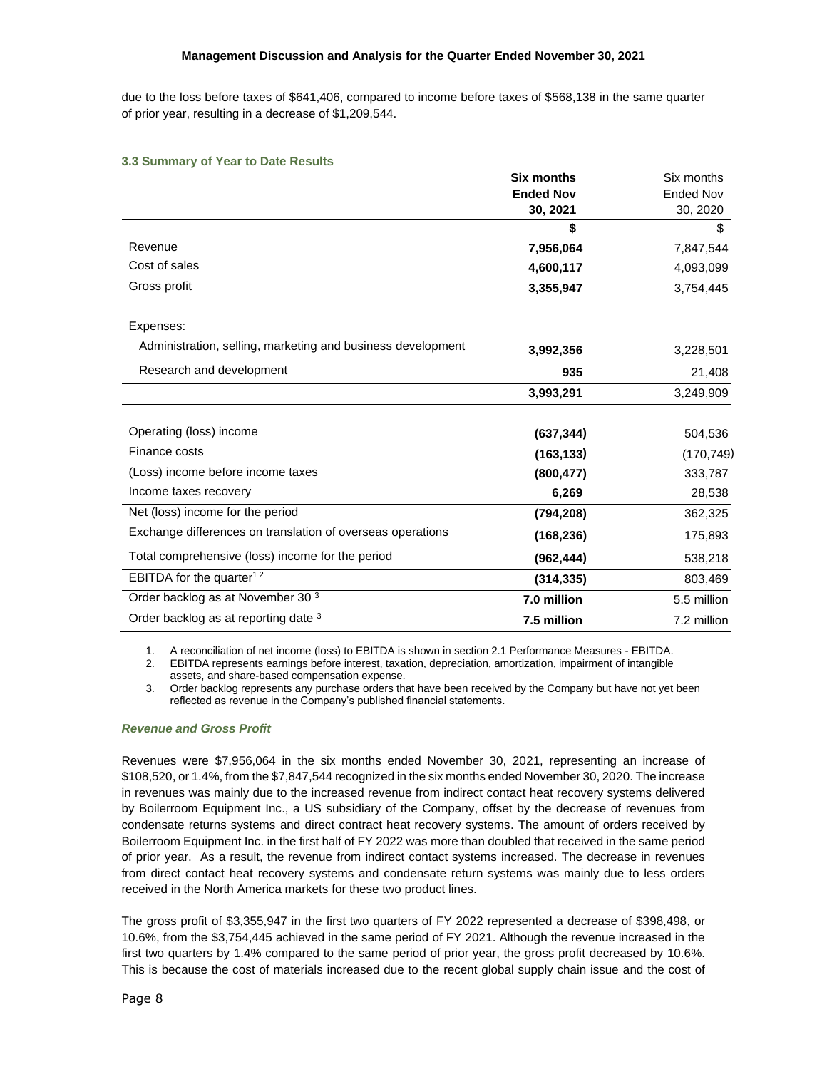due to the loss before taxes of $641,406, compared to income before taxes of $568,138 in the same quarter of prior year, resulting in a decrease of $1,209,544.

### 3.3 Summary of Year to Date Results

| | **Six months Ended Nov 30, 2021** | Six months Ended Nov 30, 2020 |
|---|---|---|
| | **$** | $ |
| Revenue | **7,956,064** | 7,847,544 |
| Cost of sales | **4,600,117** | 4,093,099 |
| Gross profit | **3,355,947** | 3,754,445 |
| Expenses: | | |
| Administration, selling, marketing and business development | **3,992,356** | 3,228,501 |
| Research and development | **935** | 21,408 |
| | **3,993,291** | 3,249,909 |
| Operating (loss) income | **(637,344)** | 504,536 |
| Finance costs | **(163,133)** | (170,749) |
| (Loss) income before income taxes | **(800,477)** | 333,787 |
| Income taxes recovery | **6,269** | 28,538 |
| Net (loss) income for the period | **(794,208)** | 362,325 |
| Exchange differences on translation of overseas operations | **(168,236)** | 175,893 |
| Total comprehensive (loss) income for the period | **(962,444)** | 538,218 |
| EBITDA for the quarter[1 2] | **(314,335)** | 803,469 |
| Order backlog as at November 30 [3] | **7.0 million** | 5.5 million |
| Order backlog as at reporting date [3] | **7.5 million** | 7.2 million |

1. A reconciliation of net income (loss) to EBITDA is shown in section 2.1 Performance Measures - EBITDA.
2. EBITDA represents earnings before interest, taxation, depreciation, amortization, impairment of intangible assets, and share-based compensation expense.
3. Order backlog represents any purchase orders that have been received by the Company but have not yet been reflected as revenue in the Company's published financial statements.

#### *Revenue and Gross Profit*

Revenues were $7,956,064 in the six months ended November 30, 2021, representing an increase of $108,520, or 1.4%, from the $7,847,544 recognized in the six months ended November 30, 2020. The increase in revenues was mainly due to the increased revenue from indirect contact heat recovery systems delivered by Boilerroom Equipment Inc., a US subsidiary of the Company, offset by the decrease of revenues from condensate returns systems and direct contract heat recovery systems. The amount of orders received by Boilerroom Equipment Inc. in the first half of FY 2022 was more than doubled that received in the same period of prior year. As a result, the revenue from indirect contact systems increased. The decrease in revenues from direct contact heat recovery systems and condensate return systems was mainly due to less orders received in the North America markets for these two product lines.

The gross profit of $3,355,947 in the first two quarters of FY 2022 represented a decrease of $398,498, or 10.6%, from the $3,754,445 achieved in the same period of FY 2021. Although the revenue increased in the first two quarters by 1.4% compared to the same period of prior year, the gross profit decreased by 10.6%. This is because the cost of materials increased due to the recent global supply chain issue and the cost of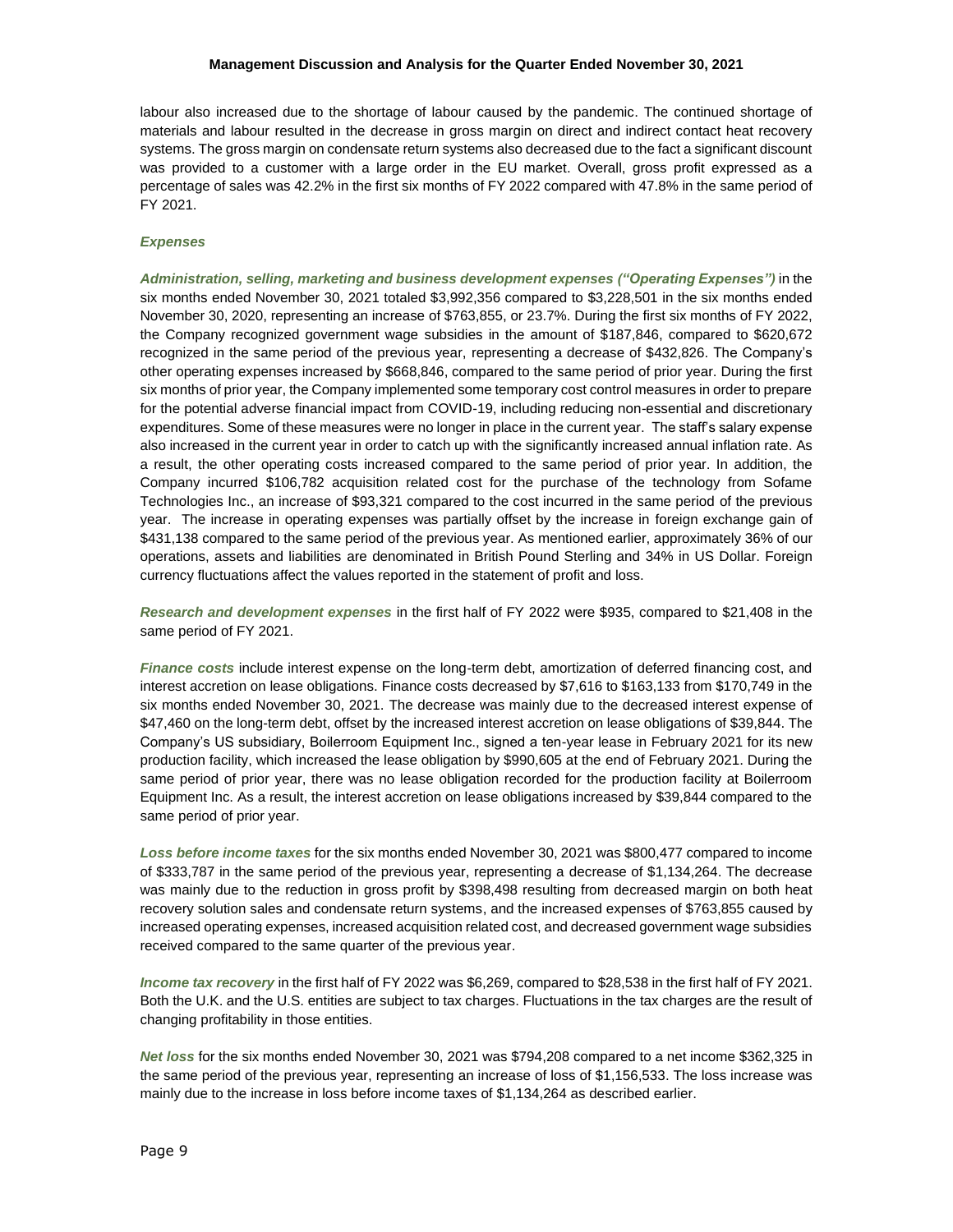labour also increased due to the shortage of labour caused by the pandemic. The continued shortage of materials and labour resulted in the decrease in gross margin on direct and indirect contact heat recovery systems. The gross margin on condensate return systems also decreased due to the fact a significant discount was provided to a customer with a large order in the EU market. Overall, gross profit expressed as a percentage of sales was 42.2% in the first six months of FY 2022 compared with 47.8% in the same period of FY 2021.

### *Expenses*

***Administration, selling, marketing and business development expenses ("Operating Expenses")*** in the six months ended November 30, 2021 totaled $3,992,356 compared to $3,228,501 in the six months ended November 30, 2020, representing an increase of $763,855, or 23.7%. During the first six months of FY 2022, the Company recognized government wage subsidies in the amount of $187,846, compared to $620,672 recognized in the same period of the previous year, representing a decrease of $432,826. The Company's other operating expenses increased by $668,846, compared to the same period of prior year. During the first six months of prior year, the Company implemented some temporary cost control measures in order to prepare for the potential adverse financial impact from COVID-19, including reducing non-essential and discretionary expenditures. Some of these measures were no longer in place in the current year. The staff's salary expense also increased in the current year in order to catch up with the significantly increased annual inflation rate. As a result, the other operating costs increased compared to the same period of prior year. In addition, the Company incurred $106,782 acquisition related cost for the purchase of the technology from Sofame Technologies Inc., an increase of $93,321 compared to the cost incurred in the same period of the previous year. The increase in operating expenses was partially offset by the increase in foreign exchange gain of $431,138 compared to the same period of the previous year. As mentioned earlier, approximately 36% of our operations, assets and liabilities are denominated in British Pound Sterling and 34% in US Dollar. Foreign currency fluctuations affect the values reported in the statement of profit and loss.

***Research and development expenses*** in the first half of FY 2022 were $935, compared to $21,408 in the same period of FY 2021.

***Finance costs*** include interest expense on the long-term debt, amortization of deferred financing cost, and interest accretion on lease obligations. Finance costs decreased by $7,616 to $163,133 from $170,749 in the six months ended November 30, 2021. The decrease was mainly due to the decreased interest expense of $47,460 on the long-term debt, offset by the increased interest accretion on lease obligations of $39,844. The Company's US subsidiary, Boilerroom Equipment Inc., signed a ten-year lease in February 2021 for its new production facility, which increased the lease obligation by $990,605 at the end of February 2021. During the same period of prior year, there was no lease obligation recorded for the production facility at Boilerroom Equipment Inc. As a result, the interest accretion on lease obligations increased by $39,844 compared to the same period of prior year.

***Loss before income taxes*** for the six months ended November 30, 2021 was $800,477 compared to income of $333,787 in the same period of the previous year, representing a decrease of $1,134,264. The decrease was mainly due to the reduction in gross profit by $398,498 resulting from decreased margin on both heat recovery solution sales and condensate return systems, and the increased expenses of $763,855 caused by increased operating expenses, increased acquisition related cost, and decreased government wage subsidies received compared to the same quarter of the previous year.

***Income tax recovery*** in the first half of FY 2022 was $6,269, compared to $28,538 in the first half of FY 2021. Both the U.K. and the U.S. entities are subject to tax charges. Fluctuations in the tax charges are the result of changing profitability in those entities.

***Net loss*** for the six months ended November 30, 2021 was $794,208 compared to a net income $362,325 in the same period of the previous year, representing an increase of loss of $1,156,533. The loss increase was mainly due to the increase in loss before income taxes of $1,134,264 as described earlier.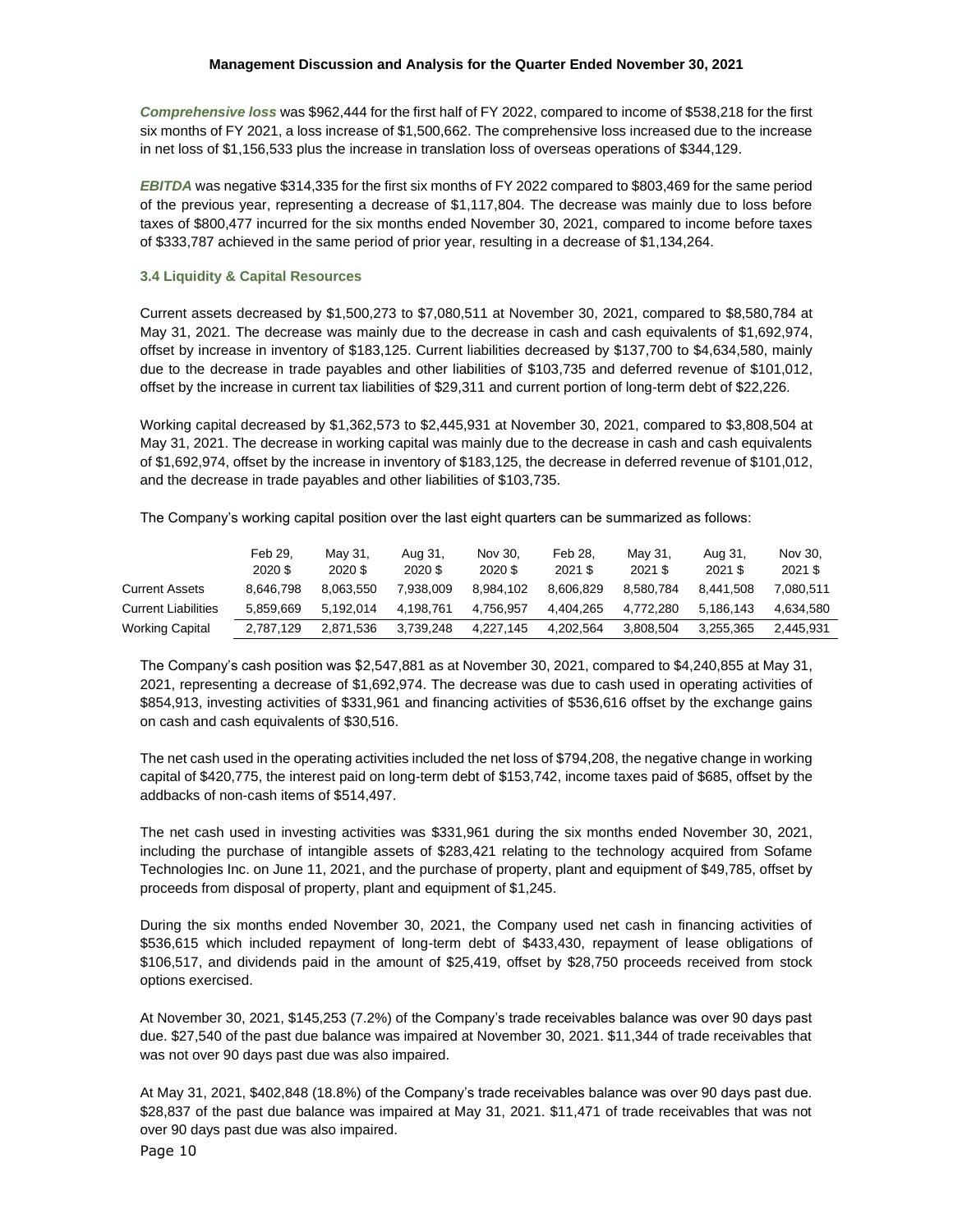***Comprehensive loss*** was \$962,444 for the first half of FY 2022, compared to income of \$538,218 for the first six months of FY 2021, a loss increase of \$1,500,662. The comprehensive loss increased due to the increase in net loss of \$1,156,533 plus the increase in translation loss of overseas operations of \$344,129.

***EBITDA*** was negative \$314,335 for the first six months of FY 2022 compared to \$803,469 for the same period of the previous year, representing a decrease of \$1,117,804. The decrease was mainly due to loss before taxes of \$800,477 incurred for the six months ended November 30, 2021, compared to income before taxes of \$333,787 achieved in the same period of prior year, resulting in a decrease of \$1,134,264.

### 3.4 Liquidity & Capital Resources

Current assets decreased by \$1,500,273 to \$7,080,511 at November 30, 2021, compared to \$8,580,784 at May 31, 2021. The decrease was mainly due to the decrease in cash and cash equivalents of \$1,692,974, offset by increase in inventory of \$183,125. Current liabilities decreased by \$137,700 to \$4,634,580, mainly due to the decrease in trade payables and other liabilities of \$103,735 and deferred revenue of \$101,012, offset by the increase in current tax liabilities of \$29,311 and current portion of long-term debt of \$22,226.

Working capital decreased by \$1,362,573 to \$2,445,931 at November 30, 2021, compared to \$3,808,504 at May 31, 2021. The decrease in working capital was mainly due to the decrease in cash and cash equivalents of \$1,692,974, offset by the increase in inventory of \$183,125, the decrease in deferred revenue of \$101,012, and the decrease in trade payables and other liabilities of \$103,735.

The Company's working capital position over the last eight quarters can be summarized as follows:

| | Feb 29, 2020 \$ | May 31, 2020 \$ | Aug 31, 2020 \$ | Nov 30, 2020 \$ | Feb 28, 2021 \$ | May 31, 2021 \$ | Aug 31, 2021 \$ | Nov 30, 2021 \$ |
|---|---|---|---|---|---|---|---|---|
| Current Assets | 8,646,798 | 8,063,550 | 7,938,009 | 8,984,102 | 8,606,829 | 8,580,784 | 8,441,508 | 7,080,511 |
| Current Liabilities | 5,859,669 | 5,192,014 | 4,198,761 | 4,756,957 | 4,404,265 | 4,772,280 | 5,186,143 | 4,634,580 |
| Working Capital | 2,787,129 | 2,871,536 | 3,739,248 | 4,227,145 | 4,202,564 | 3,808,504 | 3,255,365 | 2,445,931 |

The Company's cash position was \$2,547,881 as at November 30, 2021, compared to \$4,240,855 at May 31, 2021, representing a decrease of \$1,692,974. The decrease was due to cash used in operating activities of \$854,913, investing activities of \$331,961 and financing activities of \$536,616 offset by the exchange gains on cash and cash equivalents of \$30,516.

The net cash used in the operating activities included the net loss of \$794,208, the negative change in working capital of \$420,775, the interest paid on long-term debt of \$153,742, income taxes paid of \$685, offset by the addbacks of non-cash items of \$514,497.

The net cash used in investing activities was \$331,961 during the six months ended November 30, 2021, including the purchase of intangible assets of \$283,421 relating to the technology acquired from Sofame Technologies Inc. on June 11, 2021, and the purchase of property, plant and equipment of \$49,785, offset by proceeds from disposal of property, plant and equipment of \$1,245.

During the six months ended November 30, 2021, the Company used net cash in financing activities of \$536,615 which included repayment of long-term debt of \$433,430, repayment of lease obligations of \$106,517, and dividends paid in the amount of \$25,419, offset by \$28,750 proceeds received from stock options exercised.

At November 30, 2021, \$145,253 (7.2%) of the Company's trade receivables balance was over 90 days past due. \$27,540 of the past due balance was impaired at November 30, 2021. \$11,344 of trade receivables that was not over 90 days past due was also impaired.

At May 31, 2021, \$402,848 (18.8%) of the Company's trade receivables balance was over 90 days past due. \$28,837 of the past due balance was impaired at May 31, 2021. \$11,471 of trade receivables that was not over 90 days past due was also impaired.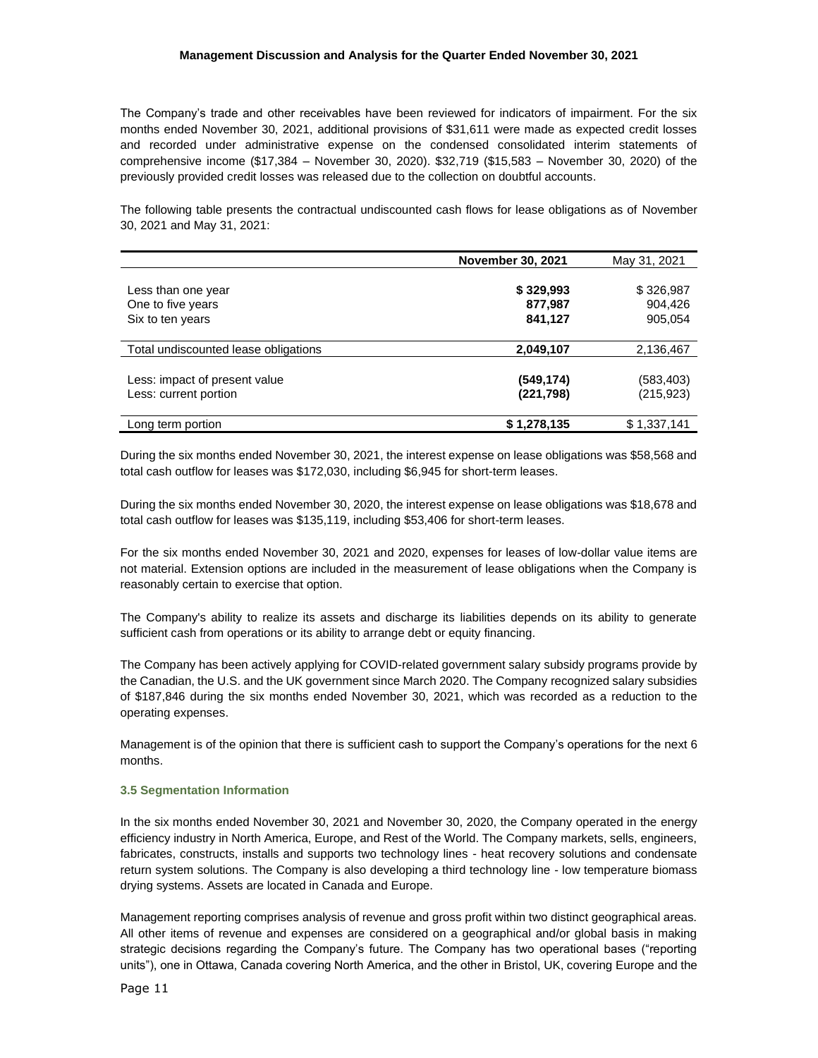The Company's trade and other receivables have been reviewed for indicators of impairment. For the six months ended November 30, 2021, additional provisions of $31,611 were made as expected credit losses and recorded under administrative expense on the condensed consolidated interim statements of comprehensive income ($17,384 – November 30, 2020). $32,719 ($15,583 – November 30, 2020) of the previously provided credit losses was released due to the collection on doubtful accounts.

The following table presents the contractual undiscounted cash flows for lease obligations as of November 30, 2021 and May 31, 2021:

| | **November 30, 2021** | May 31, 2021 |
|---|---|---|
| Less than one year | **$ 329,993** | $ 326,987 |
| One to five years | **877,987** | 904,426 |
| Six to ten years | **841,127** | 905,054 |
| Total undiscounted lease obligations | **2,049,107** | 2,136,467 |
| Less: impact of present value | **(549,174)** | (583,403) |
| Less: current portion | **(221,798)** | (215,923) |
| Long term portion | **$ 1,278,135** | $ 1,337,141 |

During the six months ended November 30, 2021, the interest expense on lease obligations was $58,568 and total cash outflow for leases was $172,030, including $6,945 for short-term leases.

During the six months ended November 30, 2020, the interest expense on lease obligations was $18,678 and total cash outflow for leases was $135,119, including $53,406 for short-term leases.

For the six months ended November 30, 2021 and 2020, expenses for leases of low-dollar value items are not material. Extension options are included in the measurement of lease obligations when the Company is reasonably certain to exercise that option.

The Company's ability to realize its assets and discharge its liabilities depends on its ability to generate sufficient cash from operations or its ability to arrange debt or equity financing.

The Company has been actively applying for COVID-related government salary subsidy programs provide by the Canadian, the U.S. and the UK government since March 2020. The Company recognized salary subsidies of $187,846 during the six months ended November 30, 2021, which was recorded as a reduction to the operating expenses.

Management is of the opinion that there is sufficient cash to support the Company's operations for the next 6 months.

### 3.5 Segmentation Information

In the six months ended November 30, 2021 and November 30, 2020, the Company operated in the energy efficiency industry in North America, Europe, and Rest of the World. The Company markets, sells, engineers, fabricates, constructs, installs and supports two technology lines - heat recovery solutions and condensate return system solutions. The Company is also developing a third technology line - low temperature biomass drying systems. Assets are located in Canada and Europe.

Management reporting comprises analysis of revenue and gross profit within two distinct geographical areas. All other items of revenue and expenses are considered on a geographical and/or global basis in making strategic decisions regarding the Company's future. The Company has two operational bases ("reporting units"), one in Ottawa, Canada covering North America, and the other in Bristol, UK, covering Europe and the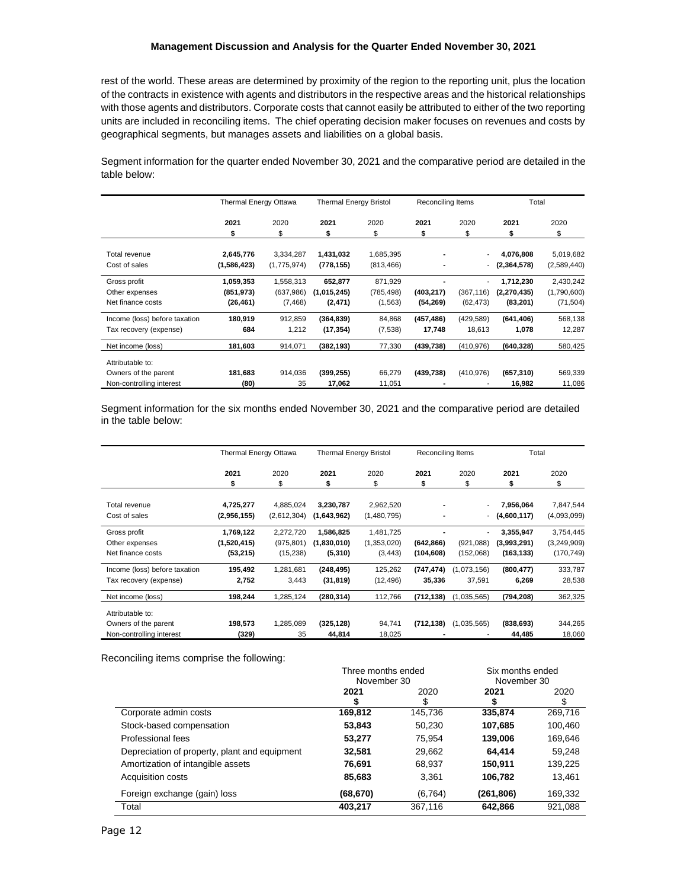rest of the world. These areas are determined by proximity of the region to the reporting unit, plus the location of the contracts in existence with agents and distributors in the respective areas and the historical relationships with those agents and distributors. Corporate costs that cannot easily be attributed to either of the two reporting units are included in reconciling items. The chief operating decision maker focuses on revenues and costs by geographical segments, but manages assets and liabilities on a global basis.

Segment information for the quarter ended November 30, 2021 and the comparative period are detailed in the table below:

| | Thermal Energy Ottawa | | Thermal Energy Bristol | | Reconciling Items | | Total | |
|---|---|---|---|---|---|---|---|---|
| | **2021** | 2020 | **2021** | 2020 | **2021** | 2020 | **2021** | 2020 |
| | **$** | $ | **$** | $ | **$** | $ | **$** | $ |
| Total revenue | **2,645,776** | 3,334,287 | **1,431,032** | 1,685,395 | **-** | - | **4,076,808** | 5,019,682 |
| Cost of sales | **(1,586,423)** | (1,775,974) | **(778,155)** | (813,466) | **-** | - | **(2,364,578)** | (2,589,440) |
| Gross profit | **1,059,353** | 1,558,313 | **652,877** | 871,929 | **-** | - | **1,712,230** | 2,430,242 |
| Other expenses | **(851,973)** | (637,986) | **(1,015,245)** | (785,498) | **(403,217)** | (367,116) | **(2,270,435)** | (1,790,600) |
| Net finance costs | **(26,461)** | (7,468) | **(2,471)** | (1,563) | **(54,269)** | (62,473) | **(83,201)** | (71,504) |
| Income (loss) before taxation | **180,919** | 912,859 | **(364,839)** | 84,868 | **(457,486)** | (429,589) | **(641,406)** | 568,138 |
| Tax recovery (expense) | **684** | 1,212 | **(17,354)** | (7,538) | **17,748** | 18,613 | **1,078** | 12,287 |
| Net income (loss) | **181,603** | 914,071 | **(382,193)** | 77,330 | **(439,738)** | (410,976) | **(640,328)** | 580,425 |
| Attributable to: | | | | | | | | |
| Owners of the parent | **181,683** | 914,036 | **(399,255)** | 66,279 | **(439,738)** | (410,976) | **(657,310)** | 569,339 |
| Non-controlling interest | **(80)** | 35 | **17,062** | 11,051 | **-** | - | **16,982** | 11,086 |

Segment information for the six months ended November 30, 2021 and the comparative period are detailed in the table below:

| | Thermal Energy Ottawa | | Thermal Energy Bristol | | Reconciling Items | | Total | |
|---|---|---|---|---|---|---|---|---|
| | **2021** | 2020 | **2021** | 2020 | **2021** | 2020 | **2021** | 2020 |
| | **$** | $ | **$** | $ | **$** | $ | **$** | $ |
| Total revenue | **4,725,277** | 4,885,024 | **3,230,787** | 2,962,520 | **-** | - | **7,956,064** | 7,847,544 |
| Cost of sales | **(2,956,155)** | (2,612,304) | **(1,643,962)** | (1,480,795) | **-** | - | **(4,600,117)** | (4,093,099) |
| Gross profit | **1,769,122** | 2,272,720 | **1,586,825** | 1,481,725 | **-** | - | **3,355,947** | 3,754,445 |
| Other expenses | **(1,520,415)** | (975,801) | **(1,830,010)** | (1,353,020) | **(642,866)** | (921,088) | **(3,993,291)** | (3,249,909) |
| Net finance costs | **(53,215)** | (15,238) | **(5,310)** | (3,443) | **(104,608)** | (152,068) | **(163,133)** | (170,749) |
| Income (loss) before taxation | **195,492** | 1,281,681 | **(248,495)** | 125,262 | **(747,474)** | (1,073,156) | **(800,477)** | 333,787 |
| Tax recovery (expense) | **2,752** | 3,443 | **(31,819)** | (12,496) | **35,336** | 37,591 | **6,269** | 28,538 |
| Net income (loss) | **198,244** | 1,285,124 | **(280,314)** | 112,766 | **(712,138)** | (1,035,565) | **(794,208)** | 362,325 |
| Attributable to: | | | | | | | | |
| Owners of the parent | **198,573** | 1,285,089 | **(325,128)** | 94,741 | **(712,138)** | (1,035,565) | **(838,693)** | 344,265 |
| Non-controlling interest | **(329)** | 35 | **44,814** | 18,025 | **-** | - | **44,485** | 18,060 |

Reconciling items comprise the following:

| | Three months ended November 30 | | Six months ended November 30 | |
|---|---|---|---|---|
| | **2021** | 2020 | **2021** | 2020 |
| | **$** | $ | **$** | $ |
| Corporate admin costs | **169,812** | 145,736 | **335,874** | 269,716 |
| Stock-based compensation | **53,843** | 50,230 | **107,685** | 100,460 |
| Professional fees | **53,277** | 75,954 | **139,006** | 169,646 |
| Depreciation of property, plant and equipment | **32,581** | 29,662 | **64,414** | 59,248 |
| Amortization of intangible assets | **76,691** | 68,937 | **150,911** | 139,225 |
| Acquisition costs | **85,683** | 3,361 | **106,782** | 13,461 |
| Foreign exchange (gain) loss | **(68,670)** | (6,764) | **(261,806)** | 169,332 |
| Total | **403,217** | 367,116 | **642,866** | 921,088 |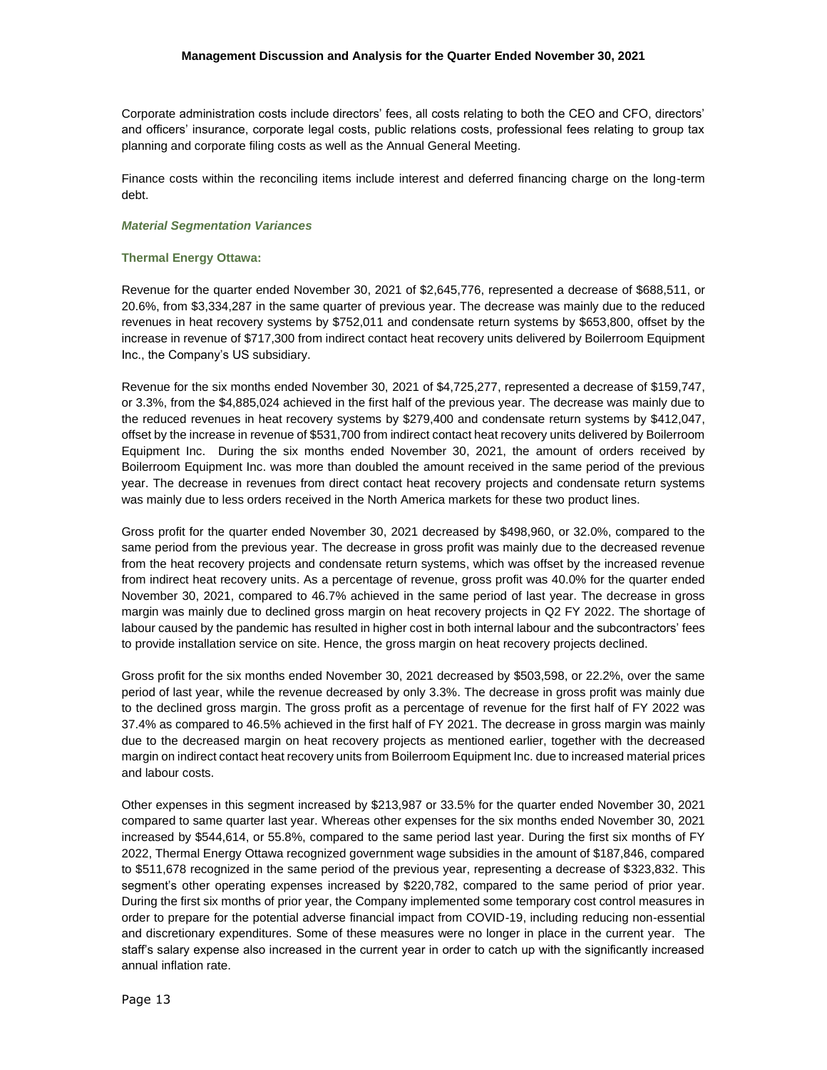Corporate administration costs include directors' fees, all costs relating to both the CEO and CFO, directors' and officers' insurance, corporate legal costs, public relations costs, professional fees relating to group tax planning and corporate filing costs as well as the Annual General Meeting.

Finance costs within the reconciling items include interest and deferred financing charge on the long-term debt.

### *Material Segmentation Variances*

#### Thermal Energy Ottawa:

Revenue for the quarter ended November 30, 2021 of $2,645,776, represented a decrease of $688,511, or 20.6%, from $3,334,287 in the same quarter of previous year. The decrease was mainly due to the reduced revenues in heat recovery systems by $752,011 and condensate return systems by $653,800, offset by the increase in revenue of $717,300 from indirect contact heat recovery units delivered by Boilerroom Equipment Inc., the Company's US subsidiary.

Revenue for the six months ended November 30, 2021 of $4,725,277, represented a decrease of $159,747, or 3.3%, from the $4,885,024 achieved in the first half of the previous year. The decrease was mainly due to the reduced revenues in heat recovery systems by $279,400 and condensate return systems by $412,047, offset by the increase in revenue of $531,700 from indirect contact heat recovery units delivered by Boilerroom Equipment Inc. During the six months ended November 30, 2021, the amount of orders received by Boilerroom Equipment Inc. was more than doubled the amount received in the same period of the previous year. The decrease in revenues from direct contact heat recovery projects and condensate return systems was mainly due to less orders received in the North America markets for these two product lines.

Gross profit for the quarter ended November 30, 2021 decreased by $498,960, or 32.0%, compared to the same period from the previous year. The decrease in gross profit was mainly due to the decreased revenue from the heat recovery projects and condensate return systems, which was offset by the increased revenue from indirect heat recovery units. As a percentage of revenue, gross profit was 40.0% for the quarter ended November 30, 2021, compared to 46.7% achieved in the same period of last year. The decrease in gross margin was mainly due to declined gross margin on heat recovery projects in Q2 FY 2022. The shortage of labour caused by the pandemic has resulted in higher cost in both internal labour and the subcontractors' fees to provide installation service on site. Hence, the gross margin on heat recovery projects declined.

Gross profit for the six months ended November 30, 2021 decreased by $503,598, or 22.2%, over the same period of last year, while the revenue decreased by only 3.3%. The decrease in gross profit was mainly due to the declined gross margin. The gross profit as a percentage of revenue for the first half of FY 2022 was 37.4% as compared to 46.5% achieved in the first half of FY 2021. The decrease in gross margin was mainly due to the decreased margin on heat recovery projects as mentioned earlier, together with the decreased margin on indirect contact heat recovery units from Boilerroom Equipment Inc. due to increased material prices and labour costs.

Other expenses in this segment increased by $213,987 or 33.5% for the quarter ended November 30, 2021 compared to same quarter last year. Whereas other expenses for the six months ended November 30, 2021 increased by $544,614, or 55.8%, compared to the same period last year. During the first six months of FY 2022, Thermal Energy Ottawa recognized government wage subsidies in the amount of $187,846, compared to $511,678 recognized in the same period of the previous year, representing a decrease of $323,832. This segment's other operating expenses increased by $220,782, compared to the same period of prior year. During the first six months of prior year, the Company implemented some temporary cost control measures in order to prepare for the potential adverse financial impact from COVID-19, including reducing non-essential and discretionary expenditures. Some of these measures were no longer in place in the current year. The staff's salary expense also increased in the current year in order to catch up with the significantly increased annual inflation rate.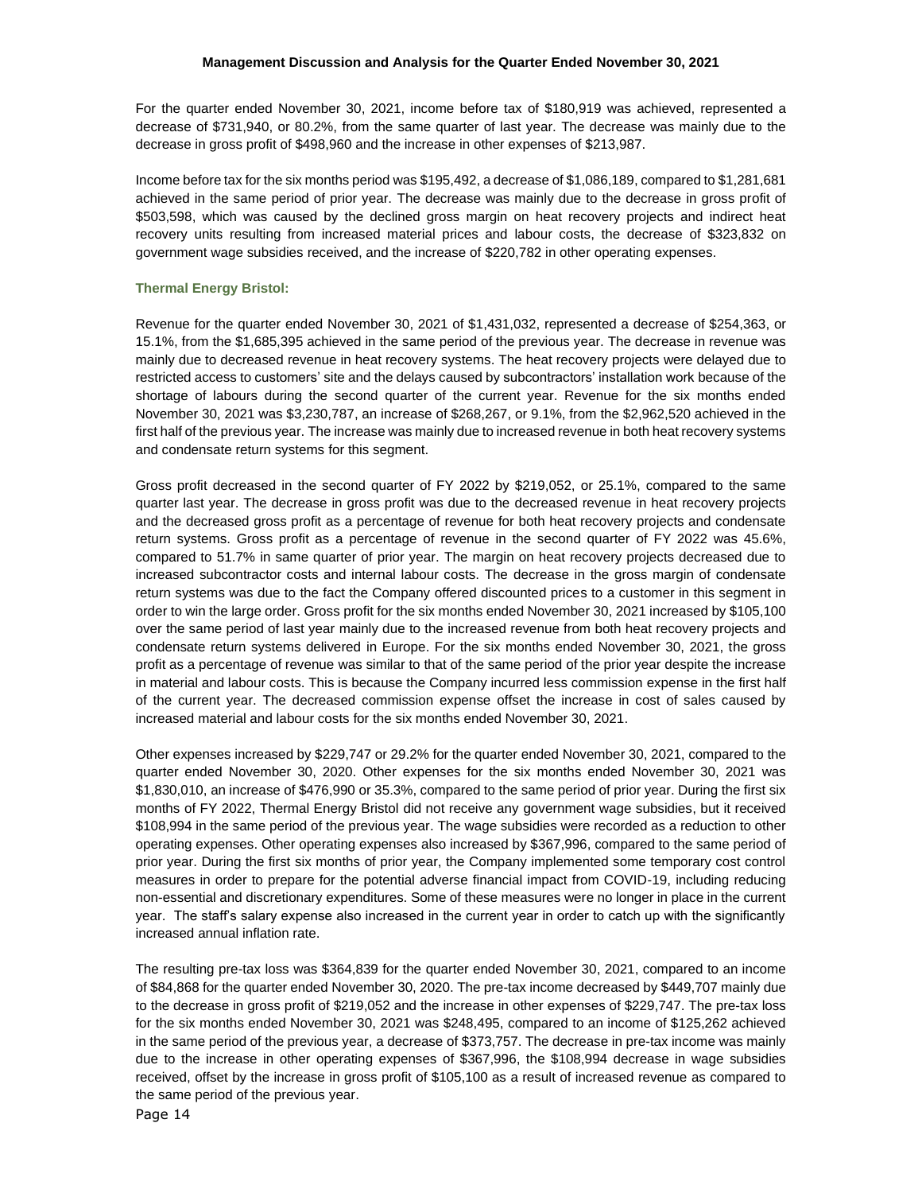For the quarter ended November 30, 2021, income before tax of $180,919 was achieved, represented a decrease of $731,940, or 80.2%, from the same quarter of last year. The decrease was mainly due to the decrease in gross profit of $498,960 and the increase in other expenses of $213,987.

Income before tax for the six months period was $195,492, a decrease of $1,086,189, compared to $1,281,681 achieved in the same period of prior year. The decrease was mainly due to the decrease in gross profit of $503,598, which was caused by the declined gross margin on heat recovery projects and indirect heat recovery units resulting from increased material prices and labour costs, the decrease of $323,832 on government wage subsidies received, and the increase of $220,782 in other operating expenses.

### Thermal Energy Bristol:

Revenue for the quarter ended November 30, 2021 of $1,431,032, represented a decrease of $254,363, or 15.1%, from the $1,685,395 achieved in the same period of the previous year. The decrease in revenue was mainly due to decreased revenue in heat recovery systems. The heat recovery projects were delayed due to restricted access to customers' site and the delays caused by subcontractors' installation work because of the shortage of labours during the second quarter of the current year. Revenue for the six months ended November 30, 2021 was $3,230,787, an increase of $268,267, or 9.1%, from the $2,962,520 achieved in the first half of the previous year. The increase was mainly due to increased revenue in both heat recovery systems and condensate return systems for this segment.

Gross profit decreased in the second quarter of FY 2022 by $219,052, or 25.1%, compared to the same quarter last year. The decrease in gross profit was due to the decreased revenue in heat recovery projects and the decreased gross profit as a percentage of revenue for both heat recovery projects and condensate return systems. Gross profit as a percentage of revenue in the second quarter of FY 2022 was 45.6%, compared to 51.7% in same quarter of prior year. The margin on heat recovery projects decreased due to increased subcontractor costs and internal labour costs. The decrease in the gross margin of condensate return systems was due to the fact the Company offered discounted prices to a customer in this segment in order to win the large order. Gross profit for the six months ended November 30, 2021 increased by $105,100 over the same period of last year mainly due to the increased revenue from both heat recovery projects and condensate return systems delivered in Europe. For the six months ended November 30, 2021, the gross profit as a percentage of revenue was similar to that of the same period of the prior year despite the increase in material and labour costs. This is because the Company incurred less commission expense in the first half of the current year. The decreased commission expense offset the increase in cost of sales caused by increased material and labour costs for the six months ended November 30, 2021.

Other expenses increased by $229,747 or 29.2% for the quarter ended November 30, 2021, compared to the quarter ended November 30, 2020. Other expenses for the six months ended November 30, 2021 was $1,830,010, an increase of $476,990 or 35.3%, compared to the same period of prior year. During the first six months of FY 2022, Thermal Energy Bristol did not receive any government wage subsidies, but it received $108,994 in the same period of the previous year. The wage subsidies were recorded as a reduction to other operating expenses. Other operating expenses also increased by $367,996, compared to the same period of prior year. During the first six months of prior year, the Company implemented some temporary cost control measures in order to prepare for the potential adverse financial impact from COVID-19, including reducing non-essential and discretionary expenditures. Some of these measures were no longer in place in the current year. The staff's salary expense also increased in the current year in order to catch up with the significantly increased annual inflation rate.

The resulting pre-tax loss was $364,839 for the quarter ended November 30, 2021, compared to an income of $84,868 for the quarter ended November 30, 2020. The pre-tax income decreased by $449,707 mainly due to the decrease in gross profit of $219,052 and the increase in other expenses of $229,747. The pre-tax loss for the six months ended November 30, 2021 was $248,495, compared to an income of $125,262 achieved in the same period of the previous year, a decrease of $373,757. The decrease in pre-tax income was mainly due to the increase in other operating expenses of $367,996, the $108,994 decrease in wage subsidies received, offset by the increase in gross profit of $105,100 as a result of increased revenue as compared to the same period of the previous year.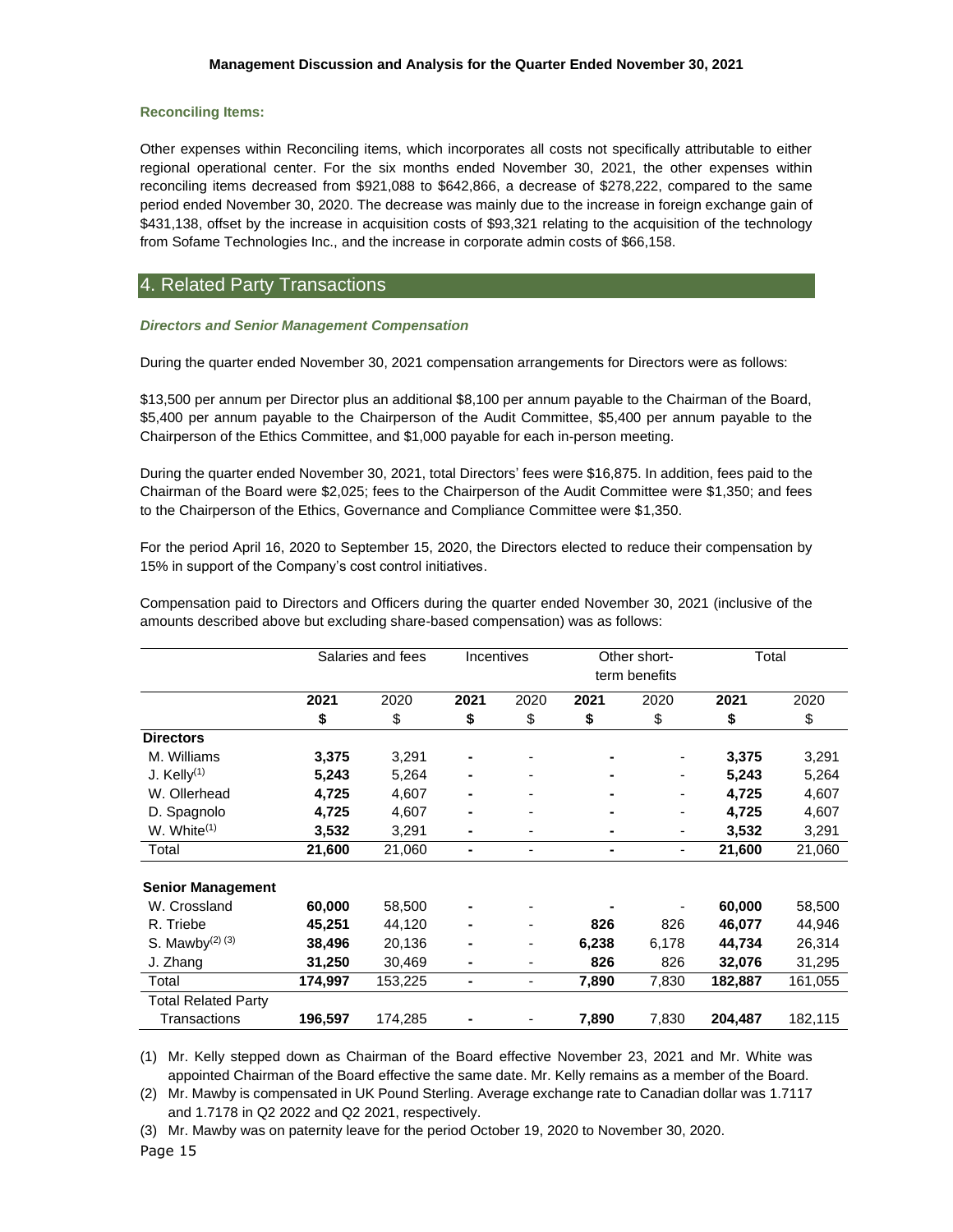### Reconciling Items:

Other expenses within Reconciling items, which incorporates all costs not specifically attributable to either regional operational center. For the six months ended November 30, 2021, the other expenses within reconciling items decreased from $921,088 to $642,866, a decrease of $278,222, compared to the same period ended November 30, 2020. The decrease was mainly due to the increase in foreign exchange gain of $431,138, offset by the increase in acquisition costs of $93,321 relating to the acquisition of the technology from Sofame Technologies Inc., and the increase in corporate admin costs of $66,158.

## 4. Related Party Transactions

### *Directors and Senior Management Compensation*

During the quarter ended November 30, 2021 compensation arrangements for Directors were as follows:

$13,500 per annum per Director plus an additional $8,100 per annum payable to the Chairman of the Board, $5,400 per annum payable to the Chairperson of the Audit Committee, $5,400 per annum payable to the Chairperson of the Ethics Committee, and $1,000 payable for each in-person meeting.

During the quarter ended November 30, 2021, total Directors' fees were $16,875. In addition, fees paid to the Chairman of the Board were $2,025; fees to the Chairperson of the Audit Committee were $1,350; and fees to the Chairperson of the Ethics, Governance and Compliance Committee were $1,350.

For the period April 16, 2020 to September 15, 2020, the Directors elected to reduce their compensation by 15% in support of the Company's cost control initiatives.

Compensation paid to Directors and Officers during the quarter ended November 30, 2021 (inclusive of the amounts described above but excluding share-based compensation) was as follows:

| | Salaries and fees | | Incentives | | Other short-term benefits | | Total | |
|---|---|---|---|---|---|---|---|---|
| | **2021** | 2020 | **2021** | 2020 | **2021** | 2020 | **2021** | 2020 |
| | **$** | $ | **$** | $ | **$** | $ | **$** | $ |
| **Directors** | | | | | | | | |
| M. Williams | **3,375** | 3,291 | **-** | - | **-** | - | **3,375** | 3,291 |
| J. Kelly[1] | **5,243** | 5,264 | **-** | - | **-** | - | **5,243** | 5,264 |
| W. Ollerhead | **4,725** | 4,607 | **-** | - | **-** | - | **4,725** | 4,607 |
| D. Spagnolo | **4,725** | 4,607 | **-** | - | **-** | - | **4,725** | 4,607 |
| W. White[1] | **3,532** | 3,291 | **-** | - | **-** | - | **3,532** | 3,291 |
| Total | **21,600** | 21,060 | **-** | - | **-** | - | **21,600** | 21,060 |
| **Senior Management** | | | | | | | | |
| W. Crossland | **60,000** | 58,500 | **-** | - | **-** | - | **60,000** | 58,500 |
| R. Triebe | **45,251** | 44,120 | **-** | - | **826** | 826 | **46,077** | 44,946 |
| S. Mawby[2] [3] | **38,496** | 20,136 | **-** | - | **6,238** | 6,178 | **44,734** | 26,314 |
| J. Zhang | **31,250** | 30,469 | **-** | - | **826** | 826 | **32,076** | 31,295 |
| Total | **174,997** | 153,225 | **-** | - | **7,890** | 7,830 | **182,887** | 161,055 |
| Total Related Party Transactions | **196,597** | 174,285 | **-** | - | **7,890** | 7,830 | **204,487** | 182,115 |

(1) Mr. Kelly stepped down as Chairman of the Board effective November 23, 2021 and Mr. White was appointed Chairman of the Board effective the same date. Mr. Kelly remains as a member of the Board.

(2) Mr. Mawby is compensated in UK Pound Sterling. Average exchange rate to Canadian dollar was 1.7117 and 1.7178 in Q2 2022 and Q2 2021, respectively.

(3) Mr. Mawby was on paternity leave for the period October 19, 2020 to November 30, 2020.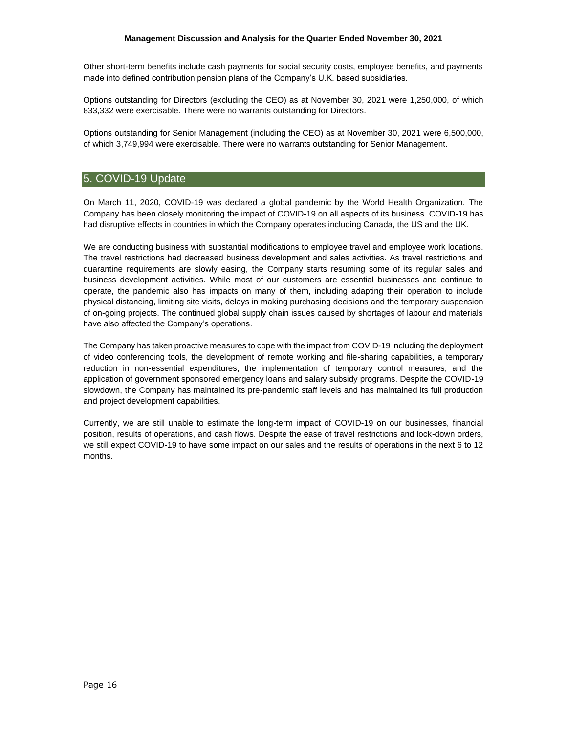Other short-term benefits include cash payments for social security costs, employee benefits, and payments made into defined contribution pension plans of the Company's U.K. based subsidiaries.

Options outstanding for Directors (excluding the CEO) as at November 30, 2021 were 1,250,000, of which 833,332 were exercisable. There were no warrants outstanding for Directors.

Options outstanding for Senior Management (including the CEO) as at November 30, 2021 were 6,500,000, of which 3,749,994 were exercisable. There were no warrants outstanding for Senior Management.

## 5. COVID-19 Update

On March 11, 2020, COVID-19 was declared a global pandemic by the World Health Organization. The Company has been closely monitoring the impact of COVID-19 on all aspects of its business. COVID-19 has had disruptive effects in countries in which the Company operates including Canada, the US and the UK.

We are conducting business with substantial modifications to employee travel and employee work locations. The travel restrictions had decreased business development and sales activities. As travel restrictions and quarantine requirements are slowly easing, the Company starts resuming some of its regular sales and business development activities. While most of our customers are essential businesses and continue to operate, the pandemic also has impacts on many of them, including adapting their operation to include physical distancing, limiting site visits, delays in making purchasing decisions and the temporary suspension of on-going projects. The continued global supply chain issues caused by shortages of labour and materials have also affected the Company's operations.

The Company has taken proactive measures to cope with the impact from COVID-19 including the deployment of video conferencing tools, the development of remote working and file-sharing capabilities, a temporary reduction in non-essential expenditures, the implementation of temporary control measures, and the application of government sponsored emergency loans and salary subsidy programs. Despite the COVID-19 slowdown, the Company has maintained its pre-pandemic staff levels and has maintained its full production and project development capabilities.

Currently, we are still unable to estimate the long-term impact of COVID-19 on our businesses, financial position, results of operations, and cash flows. Despite the ease of travel restrictions and lock-down orders, we still expect COVID-19 to have some impact on our sales and the results of operations in the next 6 to 12 months.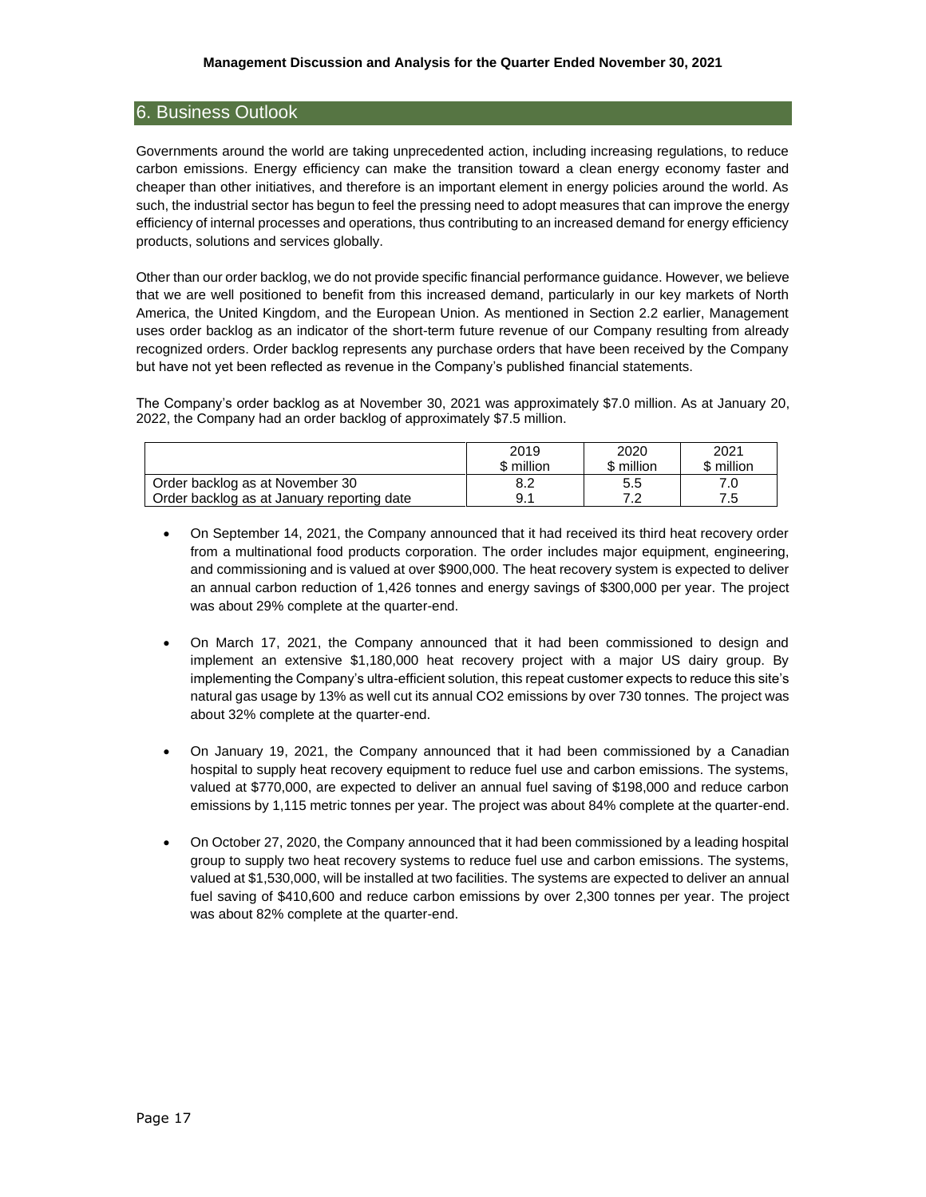## 6. Business Outlook

Governments around the world are taking unprecedented action, including increasing regulations, to reduce carbon emissions. Energy efficiency can make the transition toward a clean energy economy faster and cheaper than other initiatives, and therefore is an important element in energy policies around the world. As such, the industrial sector has begun to feel the pressing need to adopt measures that can improve the energy efficiency of internal processes and operations, thus contributing to an increased demand for energy efficiency products, solutions and services globally.

Other than our order backlog, we do not provide specific financial performance guidance. However, we believe that we are well positioned to benefit from this increased demand, particularly in our key markets of North America, the United Kingdom, and the European Union. As mentioned in Section 2.2 earlier, Management uses order backlog as an indicator of the short-term future revenue of our Company resulting from already recognized orders. Order backlog represents any purchase orders that have been received by the Company but have not yet been reflected as revenue in the Company's published financial statements.

The Company's order backlog as at November 30, 2021 was approximately $7.0 million. As at January 20, 2022, the Company had an order backlog of approximately $7.5 million.

| | 2019<br>$ million | 2020<br>$ million | 2021<br>$ million |
|---|---|---|---|
| Order backlog as at November 30 | 8.2 | 5.5 | 7.0 |
| Order backlog as at January reporting date | 9.1 | 7.2 | 7.5 |

- On September 14, 2021, the Company announced that it had received its third heat recovery order from a multinational food products corporation. The order includes major equipment, engineering, and commissioning and is valued at over $900,000. The heat recovery system is expected to deliver an annual carbon reduction of 1,426 tonnes and energy savings of $300,000 per year. The project was about 29% complete at the quarter-end.

- On March 17, 2021, the Company announced that it had been commissioned to design and implement an extensive $1,180,000 heat recovery project with a major US dairy group. By implementing the Company's ultra-efficient solution, this repeat customer expects to reduce this site's natural gas usage by 13% as well cut its annual $CO_2$ emissions by over 730 tonnes. The project was about 32% complete at the quarter-end.

- On January 19, 2021, the Company announced that it had been commissioned by a Canadian hospital to supply heat recovery equipment to reduce fuel use and carbon emissions. The systems, valued at $770,000, are expected to deliver an annual fuel saving of $198,000 and reduce carbon emissions by 1,115 metric tonnes per year. The project was about 84% complete at the quarter-end.

- On October 27, 2020, the Company announced that it had been commissioned by a leading hospital group to supply two heat recovery systems to reduce fuel use and carbon emissions. The systems, valued at $1,530,000, will be installed at two facilities. The systems are expected to deliver an annual fuel saving of $410,600 and reduce carbon emissions by over 2,300 tonnes per year. The project was about 82% complete at the quarter-end.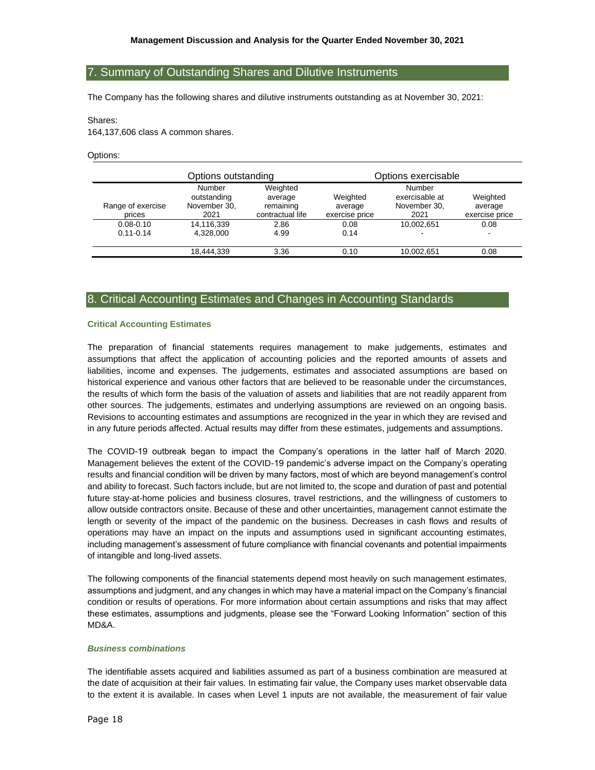## 7. Summary of Outstanding Shares and Dilutive Instruments

The Company has the following shares and dilutive instruments outstanding as at November 30, 2021:

Shares:
164,137,606 class A common shares.

Options:

| | Options outstanding | | | Options exercisable | |
|---|---|---|---|---|---|
| Range of exercise prices | Number outstanding November 30, 2021 | Weighted average remaining contractual life | Weighted average exercise price | Number exercisable at November 30, 2021 | Weighted average exercise price |
| 0.08-0.10 | 14,116,339 | 2.86 | 0.08 | 10,002,651 | 0.08 |
| 0.11-0.14 | 4,328,000 | 4.99 | 0.14 | - | - |
| | 18,444,339 | 3.36 | 0.10 | 10,002,651 | 0.08 |

## 8. Critical Accounting Estimates and Changes in Accounting Standards

### Critical Accounting Estimates

The preparation of financial statements requires management to make judgements, estimates and assumptions that affect the application of accounting policies and the reported amounts of assets and liabilities, income and expenses. The judgements, estimates and associated assumptions are based on historical experience and various other factors that are believed to be reasonable under the circumstances, the results of which form the basis of the valuation of assets and liabilities that are not readily apparent from other sources. The judgements, estimates and underlying assumptions are reviewed on an ongoing basis. Revisions to accounting estimates and assumptions are recognized in the year in which they are revised and in any future periods affected. Actual results may differ from these estimates, judgements and assumptions.

The COVID-19 outbreak began to impact the Company's operations in the latter half of March 2020. Management believes the extent of the COVID-19 pandemic's adverse impact on the Company's operating results and financial condition will be driven by many factors, most of which are beyond management's control and ability to forecast. Such factors include, but are not limited to, the scope and duration of past and potential future stay-at-home policies and business closures, travel restrictions, and the willingness of customers to allow outside contractors onsite. Because of these and other uncertainties, management cannot estimate the length or severity of the impact of the pandemic on the business. Decreases in cash flows and results of operations may have an impact on the inputs and assumptions used in significant accounting estimates, including management's assessment of future compliance with financial covenants and potential impairments of intangible and long-lived assets.

The following components of the financial statements depend most heavily on such management estimates, assumptions and judgment, and any changes in which may have a material impact on the Company's financial condition or results of operations. For more information about certain assumptions and risks that may affect these estimates, assumptions and judgments, please see the "Forward Looking Information" section of this MD&A.

#### *Business combinations*

The identifiable assets acquired and liabilities assumed as part of a business combination are measured at the date of acquisition at their fair values. In estimating fair value, the Company uses market observable data to the extent it is available. In cases when Level 1 inputs are not available, the measurement of fair value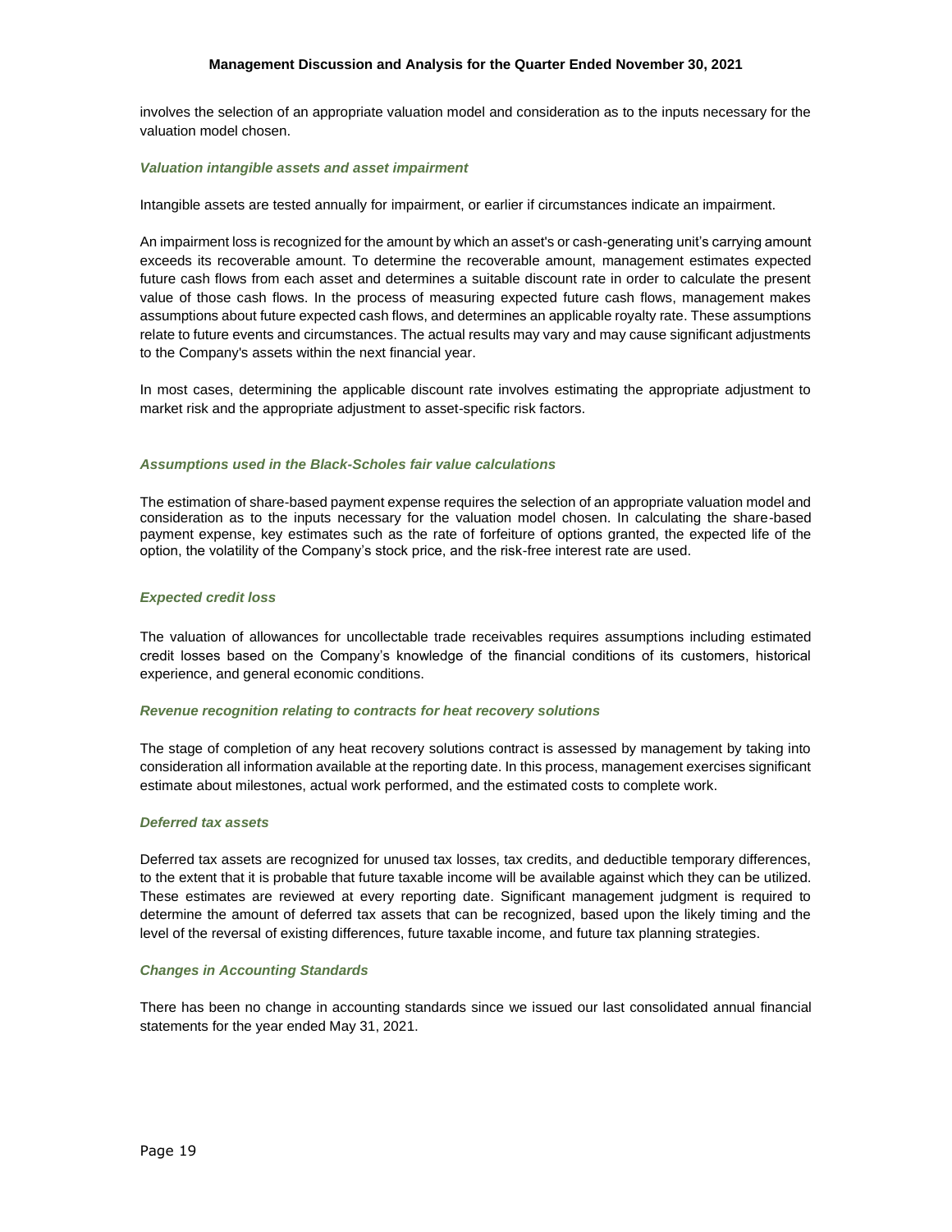involves the selection of an appropriate valuation model and consideration as to the inputs necessary for the valuation model chosen.

### *Valuation intangible assets and asset impairment*

Intangible assets are tested annually for impairment, or earlier if circumstances indicate an impairment.

An impairment loss is recognized for the amount by which an asset's or cash-generating unit's carrying amount exceeds its recoverable amount. To determine the recoverable amount, management estimates expected future cash flows from each asset and determines a suitable discount rate in order to calculate the present value of those cash flows. In the process of measuring expected future cash flows, management makes assumptions about future expected cash flows, and determines an applicable royalty rate. These assumptions relate to future events and circumstances. The actual results may vary and may cause significant adjustments to the Company's assets within the next financial year.

In most cases, determining the applicable discount rate involves estimating the appropriate adjustment to market risk and the appropriate adjustment to asset-specific risk factors.

### *Assumptions used in the Black-Scholes fair value calculations*

The estimation of share-based payment expense requires the selection of an appropriate valuation model and consideration as to the inputs necessary for the valuation model chosen. In calculating the share-based payment expense, key estimates such as the rate of forfeiture of options granted, the expected life of the option, the volatility of the Company's stock price, and the risk-free interest rate are used.

### *Expected credit loss*

The valuation of allowances for uncollectable trade receivables requires assumptions including estimated credit losses based on the Company's knowledge of the financial conditions of its customers, historical experience, and general economic conditions.

### *Revenue recognition relating to contracts for heat recovery solutions*

The stage of completion of any heat recovery solutions contract is assessed by management by taking into consideration all information available at the reporting date. In this process, management exercises significant estimate about milestones, actual work performed, and the estimated costs to complete work.

### *Deferred tax assets*

Deferred tax assets are recognized for unused tax losses, tax credits, and deductible temporary differences, to the extent that it is probable that future taxable income will be available against which they can be utilized. These estimates are reviewed at every reporting date. Significant management judgment is required to determine the amount of deferred tax assets that can be recognized, based upon the likely timing and the level of the reversal of existing differences, future taxable income, and future tax planning strategies.

### *Changes in Accounting Standards*

There has been no change in accounting standards since we issued our last consolidated annual financial statements for the year ended May 31, 2021.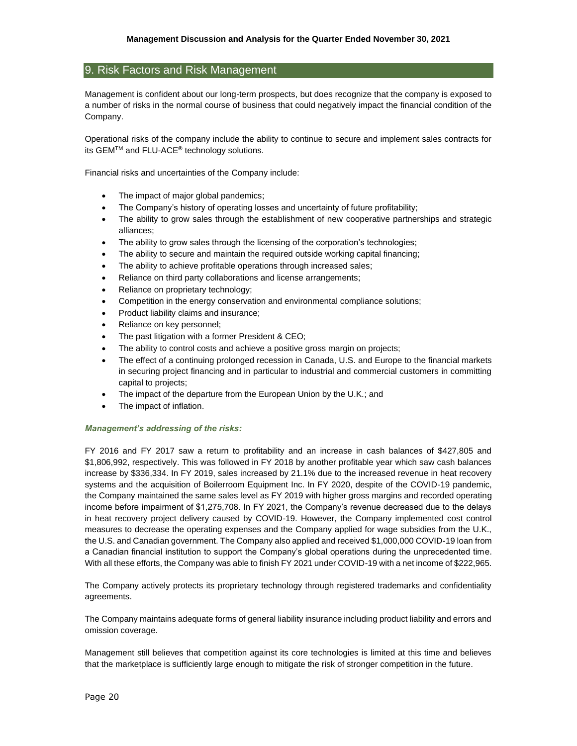## 9. Risk Factors and Risk Management

Management is confident about our long-term prospects, but does recognize that the company is exposed to a number of risks in the normal course of business that could negatively impact the financial condition of the Company.

Operational risks of the company include the ability to continue to secure and implement sales contracts for its GEM™ and FLU-ACE® technology solutions.

Financial risks and uncertainties of the Company include:

- The impact of major global pandemics;
- The Company's history of operating losses and uncertainty of future profitability;
- The ability to grow sales through the establishment of new cooperative partnerships and strategic alliances;
- The ability to grow sales through the licensing of the corporation's technologies;
- The ability to secure and maintain the required outside working capital financing;
- The ability to achieve profitable operations through increased sales;
- Reliance on third party collaborations and license arrangements;
- Reliance on proprietary technology;
- Competition in the energy conservation and environmental compliance solutions;
- Product liability claims and insurance;
- Reliance on key personnel;
- The past litigation with a former President & CEO;
- The ability to control costs and achieve a positive gross margin on projects;
- The effect of a continuing prolonged recession in Canada, U.S. and Europe to the financial markets in securing project financing and in particular to industrial and commercial customers in committing capital to projects;
- The impact of the departure from the European Union by the U.K.; and
- The impact of inflation.

***Management's addressing of the risks:***

FY 2016 and FY 2017 saw a return to profitability and an increase in cash balances of $427,805 and $1,806,992, respectively. This was followed in FY 2018 by another profitable year which saw cash balances increase by $336,334. In FY 2019, sales increased by 21.1% due to the increased revenue in heat recovery systems and the acquisition of Boilerroom Equipment Inc. In FY 2020, despite of the COVID-19 pandemic, the Company maintained the same sales level as FY 2019 with higher gross margins and recorded operating income before impairment of $1,275,708. In FY 2021, the Company's revenue decreased due to the delays in heat recovery project delivery caused by COVID-19. However, the Company implemented cost control measures to decrease the operating expenses and the Company applied for wage subsidies from the U.K., the U.S. and Canadian government. The Company also applied and received $1,000,000 COVID-19 loan from a Canadian financial institution to support the Company's global operations during the unprecedented time. With all these efforts, the Company was able to finish FY 2021 under COVID-19 with a net income of $222,965.

The Company actively protects its proprietary technology through registered trademarks and confidentiality agreements.

The Company maintains adequate forms of general liability insurance including product liability and errors and omission coverage.

Management still believes that competition against its core technologies is limited at this time and believes that the marketplace is sufficiently large enough to mitigate the risk of stronger competition in the future.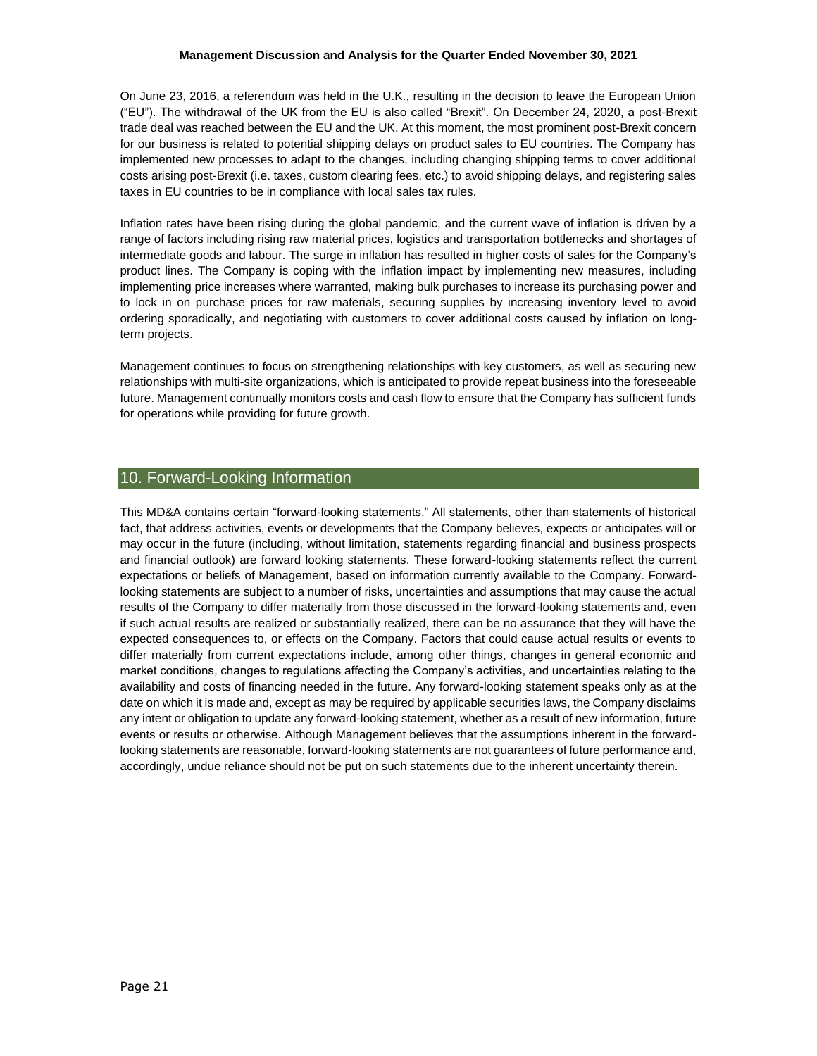On June 23, 2016, a referendum was held in the U.K., resulting in the decision to leave the European Union ("EU"). The withdrawal of the UK from the EU is also called "Brexit". On December 24, 2020, a post-Brexit trade deal was reached between the EU and the UK. At this moment, the most prominent post-Brexit concern for our business is related to potential shipping delays on product sales to EU countries. The Company has implemented new processes to adapt to the changes, including changing shipping terms to cover additional costs arising post-Brexit (i.e. taxes, custom clearing fees, etc.) to avoid shipping delays, and registering sales taxes in EU countries to be in compliance with local sales tax rules.

Inflation rates have been rising during the global pandemic, and the current wave of inflation is driven by a range of factors including rising raw material prices, logistics and transportation bottlenecks and shortages of intermediate goods and labour. The surge in inflation has resulted in higher costs of sales for the Company's product lines. The Company is coping with the inflation impact by implementing new measures, including implementing price increases where warranted, making bulk purchases to increase its purchasing power and to lock in on purchase prices for raw materials, securing supplies by increasing inventory level to avoid ordering sporadically, and negotiating with customers to cover additional costs caused by inflation on long-term projects.

Management continues to focus on strengthening relationships with key customers, as well as securing new relationships with multi-site organizations, which is anticipated to provide repeat business into the foreseeable future. Management continually monitors costs and cash flow to ensure that the Company has sufficient funds for operations while providing for future growth.

## 10. Forward-Looking Information

This MD&A contains certain "forward-looking statements." All statements, other than statements of historical fact, that address activities, events or developments that the Company believes, expects or anticipates will or may occur in the future (including, without limitation, statements regarding financial and business prospects and financial outlook) are forward looking statements. These forward-looking statements reflect the current expectations or beliefs of Management, based on information currently available to the Company. Forward-looking statements are subject to a number of risks, uncertainties and assumptions that may cause the actual results of the Company to differ materially from those discussed in the forward-looking statements and, even if such actual results are realized or substantially realized, there can be no assurance that they will have the expected consequences to, or effects on the Company. Factors that could cause actual results or events to differ materially from current expectations include, among other things, changes in general economic and market conditions, changes to regulations affecting the Company's activities, and uncertainties relating to the availability and costs of financing needed in the future. Any forward-looking statement speaks only as at the date on which it is made and, except as may be required by applicable securities laws, the Company disclaims any intent or obligation to update any forward-looking statement, whether as a result of new information, future events or results or otherwise. Although Management believes that the assumptions inherent in the forward-looking statements are reasonable, forward-looking statements are not guarantees of future performance and, accordingly, undue reliance should not be put on such statements due to the inherent uncertainty therein.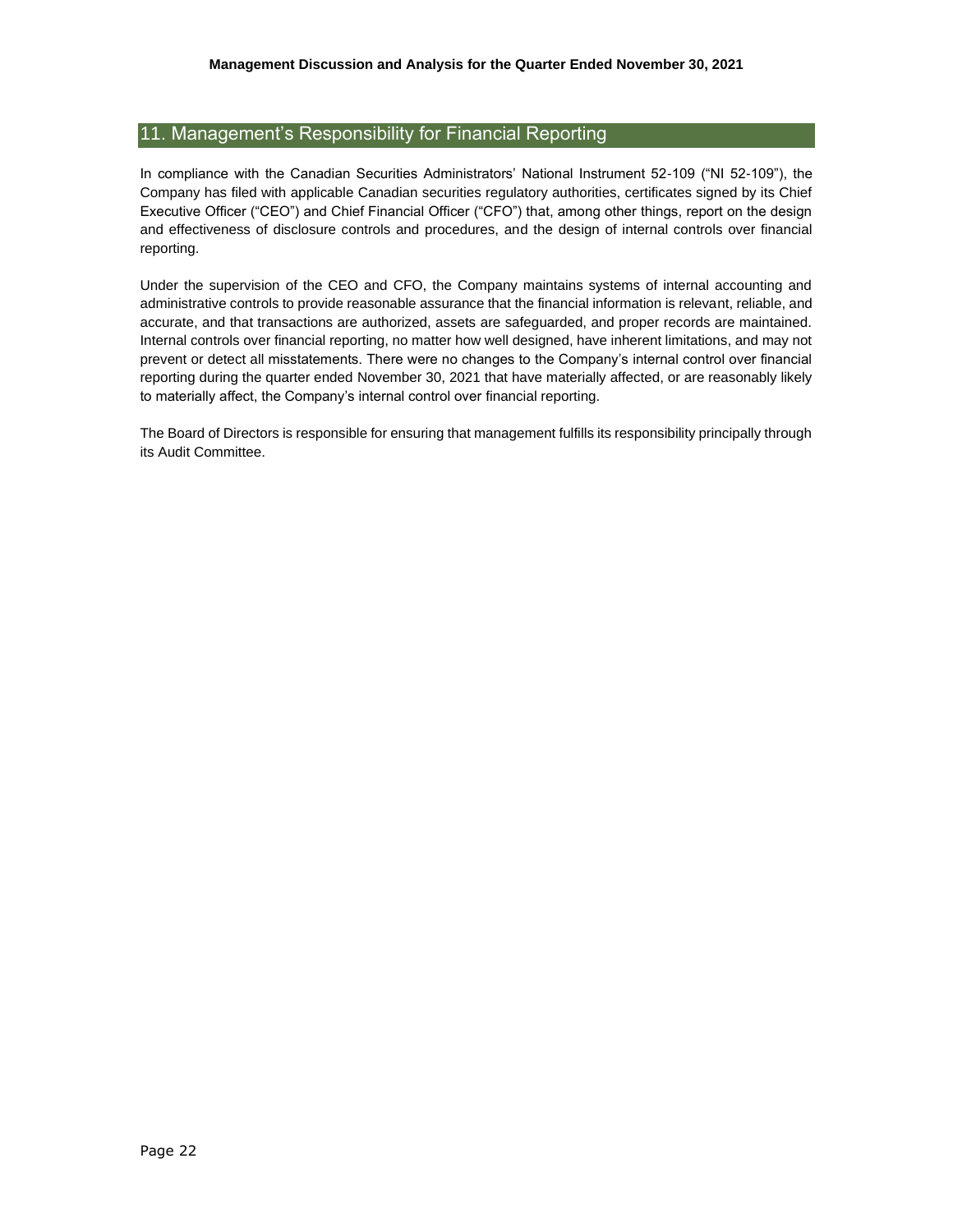## 11. Management's Responsibility for Financial Reporting

In compliance with the Canadian Securities Administrators' National Instrument 52-109 ("NI 52-109"), the Company has filed with applicable Canadian securities regulatory authorities, certificates signed by its Chief Executive Officer ("CEO") and Chief Financial Officer ("CFO") that, among other things, report on the design and effectiveness of disclosure controls and procedures, and the design of internal controls over financial reporting.

Under the supervision of the CEO and CFO, the Company maintains systems of internal accounting and administrative controls to provide reasonable assurance that the financial information is relevant, reliable, and accurate, and that transactions are authorized, assets are safeguarded, and proper records are maintained. Internal controls over financial reporting, no matter how well designed, have inherent limitations, and may not prevent or detect all misstatements. There were no changes to the Company's internal control over financial reporting during the quarter ended November 30, 2021 that have materially affected, or are reasonably likely to materially affect, the Company's internal control over financial reporting.

The Board of Directors is responsible for ensuring that management fulfills its responsibility principally through its Audit Committee.